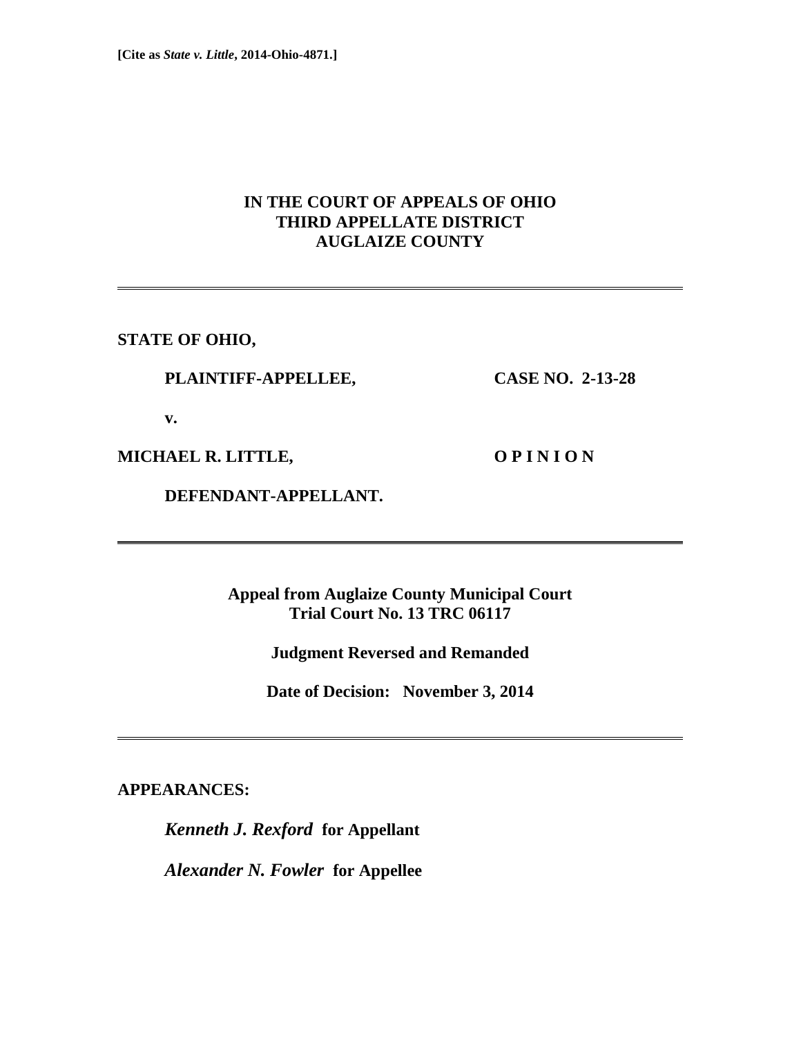**[Cite as *State v. Little*, 2014-Ohio-4871.]**

# IN THE COURT OF APPEALS OF OHIO
# THIRD APPELLATE DISTRICT
# AUGLAIZE COUNTY

---

**STATE OF OHIO,**

**PLAINTIFF-APPELLEE,** **CASE NO. 2-13-28**

**v.**

**MICHAEL R. LITTLE,** **O P I N I O N**

**DEFENDANT-APPELLANT.**

---

**Appeal from Auglaize County Municipal Court**
**Trial Court No. 13 TRC 06117**

**Judgment Reversed and Remanded**

**Date of Decision: November 3, 2014**

---

**APPEARANCES:**

***Kenneth J. Rexford*** **for Appellant**

***Alexander N. Fowler*** **for Appellee**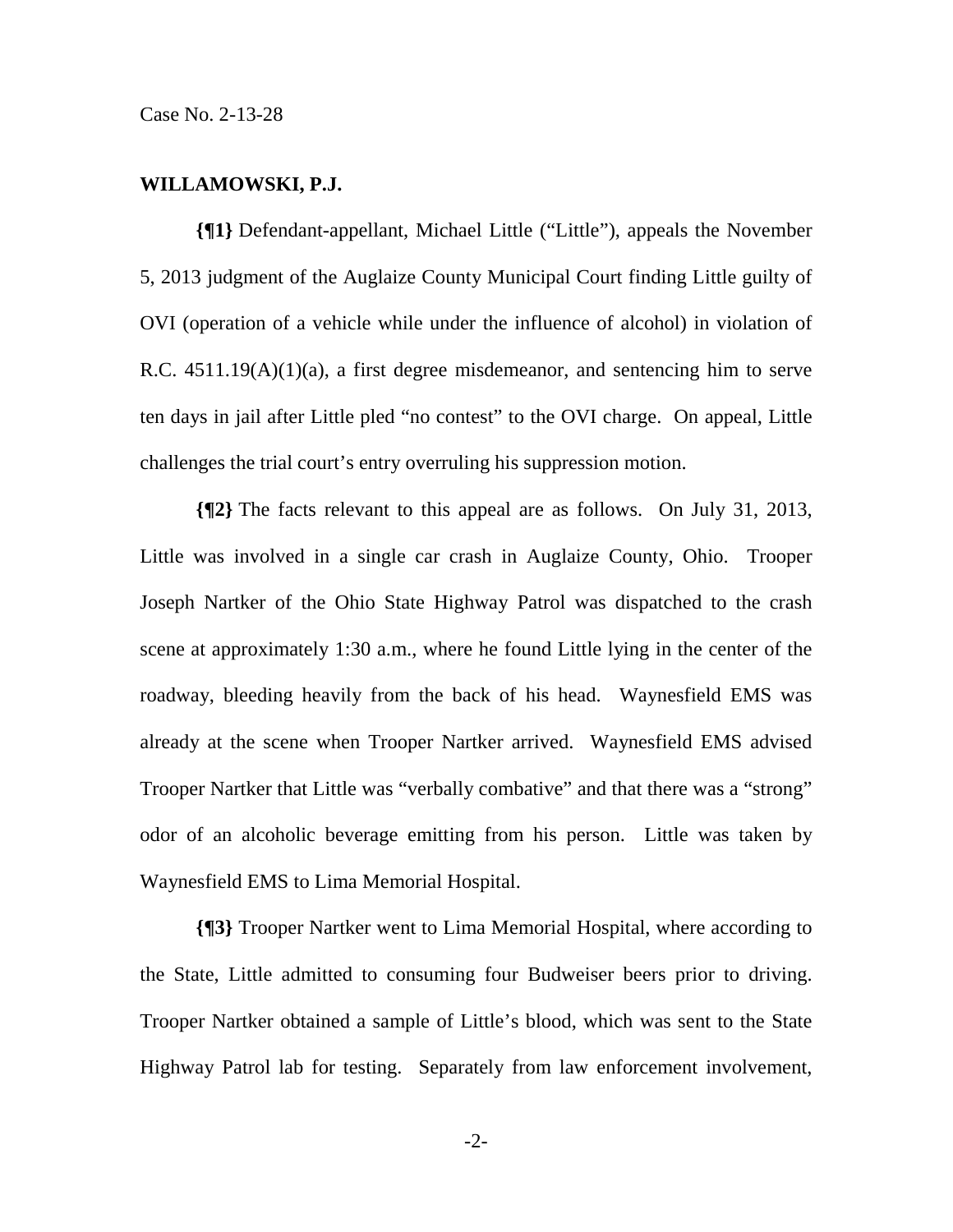**WILLAMOWSKI, P.J.**

**{¶1}** Defendant-appellant, Michael Little ("Little"), appeals the November 5, 2013 judgment of the Auglaize County Municipal Court finding Little guilty of OVI (operation of a vehicle while under the influence of alcohol) in violation of R.C. 4511.19(A)(1)(a), a first degree misdemeanor, and sentencing him to serve ten days in jail after Little pled "no contest" to the OVI charge. On appeal, Little challenges the trial court's entry overruling his suppression motion.

**{¶2}** The facts relevant to this appeal are as follows. On July 31, 2013, Little was involved in a single car crash in Auglaize County, Ohio. Trooper Joseph Nartker of the Ohio State Highway Patrol was dispatched to the crash scene at approximately 1:30 a.m., where he found Little lying in the center of the roadway, bleeding heavily from the back of his head. Waynesfield EMS was already at the scene when Trooper Nartker arrived. Waynesfield EMS advised Trooper Nartker that Little was "verbally combative" and that there was a "strong" odor of an alcoholic beverage emitting from his person. Little was taken by Waynesfield EMS to Lima Memorial Hospital.

**{¶3}** Trooper Nartker went to Lima Memorial Hospital, where according to the State, Little admitted to consuming four Budweiser beers prior to driving. Trooper Nartker obtained a sample of Little's blood, which was sent to the State Highway Patrol lab for testing. Separately from law enforcement involvement,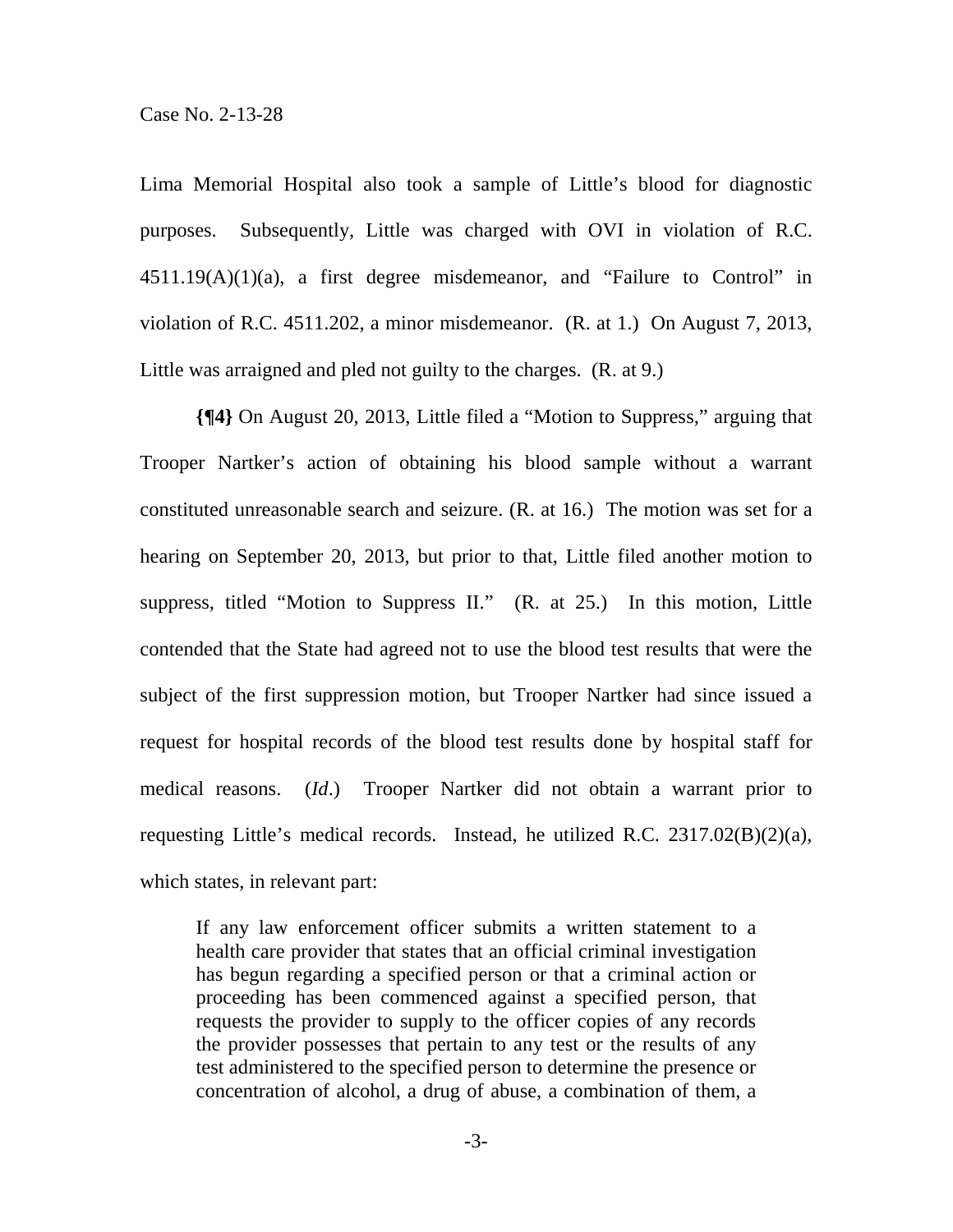Lima Memorial Hospital also took a sample of Little's blood for diagnostic purposes. Subsequently, Little was charged with OVI in violation of R.C. 4511.19(A)(1)(a), a first degree misdemeanor, and "Failure to Control" in violation of R.C. 4511.202, a minor misdemeanor. (R. at 1.) On August 7, 2013, Little was arraigned and pled not guilty to the charges. (R. at 9.)

**{¶4}** On August 20, 2013, Little filed a "Motion to Suppress," arguing that Trooper Nartker's action of obtaining his blood sample without a warrant constituted unreasonable search and seizure. (R. at 16.) The motion was set for a hearing on September 20, 2013, but prior to that, Little filed another motion to suppress, titled "Motion to Suppress II." (R. at 25.) In this motion, Little contended that the State had agreed not to use the blood test results that were the subject of the first suppression motion, but Trooper Nartker had since issued a request for hospital records of the blood test results done by hospital staff for medical reasons. (*Id*.) Trooper Nartker did not obtain a warrant prior to requesting Little's medical records. Instead, he utilized R.C. 2317.02(B)(2)(a), which states, in relevant part:

> If any law enforcement officer submits a written statement to a health care provider that states that an official criminal investigation has begun regarding a specified person or that a criminal action or proceeding has been commenced against a specified person, that requests the provider to supply to the officer copies of any records the provider possesses that pertain to any test or the results of any test administered to the specified person to determine the presence or concentration of alcohol, a drug of abuse, a combination of them, a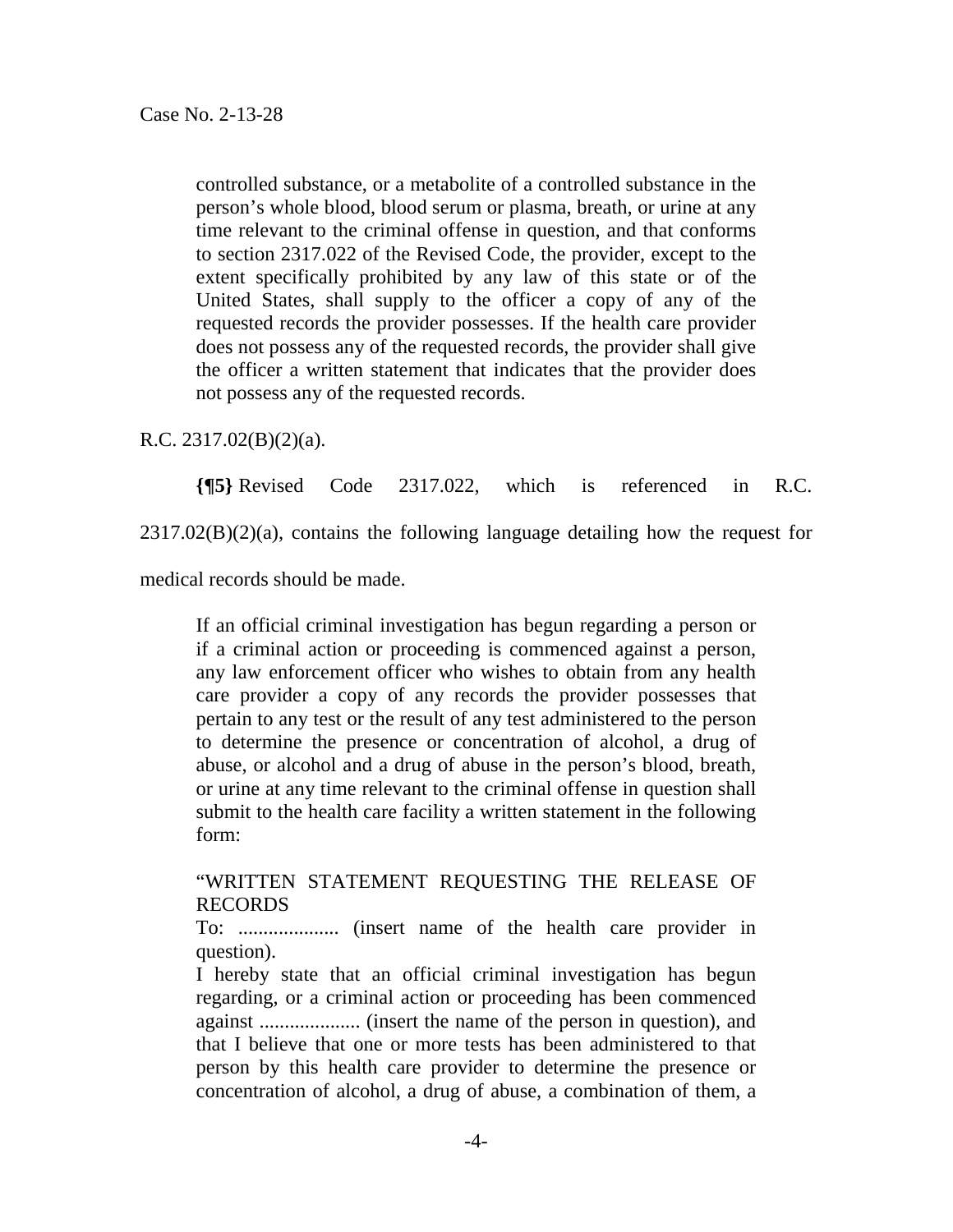> controlled substance, or a metabolite of a controlled substance in the person's whole blood, blood serum or plasma, breath, or urine at any time relevant to the criminal offense in question, and that conforms to section 2317.022 of the Revised Code, the provider, except to the extent specifically prohibited by any law of this state or of the United States, shall supply to the officer a copy of any of the requested records the provider possesses. If the health care provider does not possess any of the requested records, the provider shall give the officer a written statement that indicates that the provider does not possess any of the requested records.

R.C. 2317.02(B)(2)(a).

**{¶5}** Revised Code 2317.022, which is referenced in R.C. 2317.02(B)(2)(a), contains the following language detailing how the request for medical records should be made.

> If an official criminal investigation has begun regarding a person or if a criminal action or proceeding is commenced against a person, any law enforcement officer who wishes to obtain from any health care provider a copy of any records the provider possesses that pertain to any test or the result of any test administered to the person to determine the presence or concentration of alcohol, a drug of abuse, or alcohol and a drug of abuse in the person's blood, breath, or urine at any time relevant to the criminal offense in question shall submit to the health care facility a written statement in the following form:
>
> "WRITTEN STATEMENT REQUESTING THE RELEASE OF RECORDS
>
> To: .................... (insert name of the health care provider in question).
>
> I hereby state that an official criminal investigation has begun regarding, or a criminal action or proceeding has been commenced against .................... (insert the name of the person in question), and that I believe that one or more tests has been administered to that person by this health care provider to determine the presence or concentration of alcohol, a drug of abuse, a combination of them, a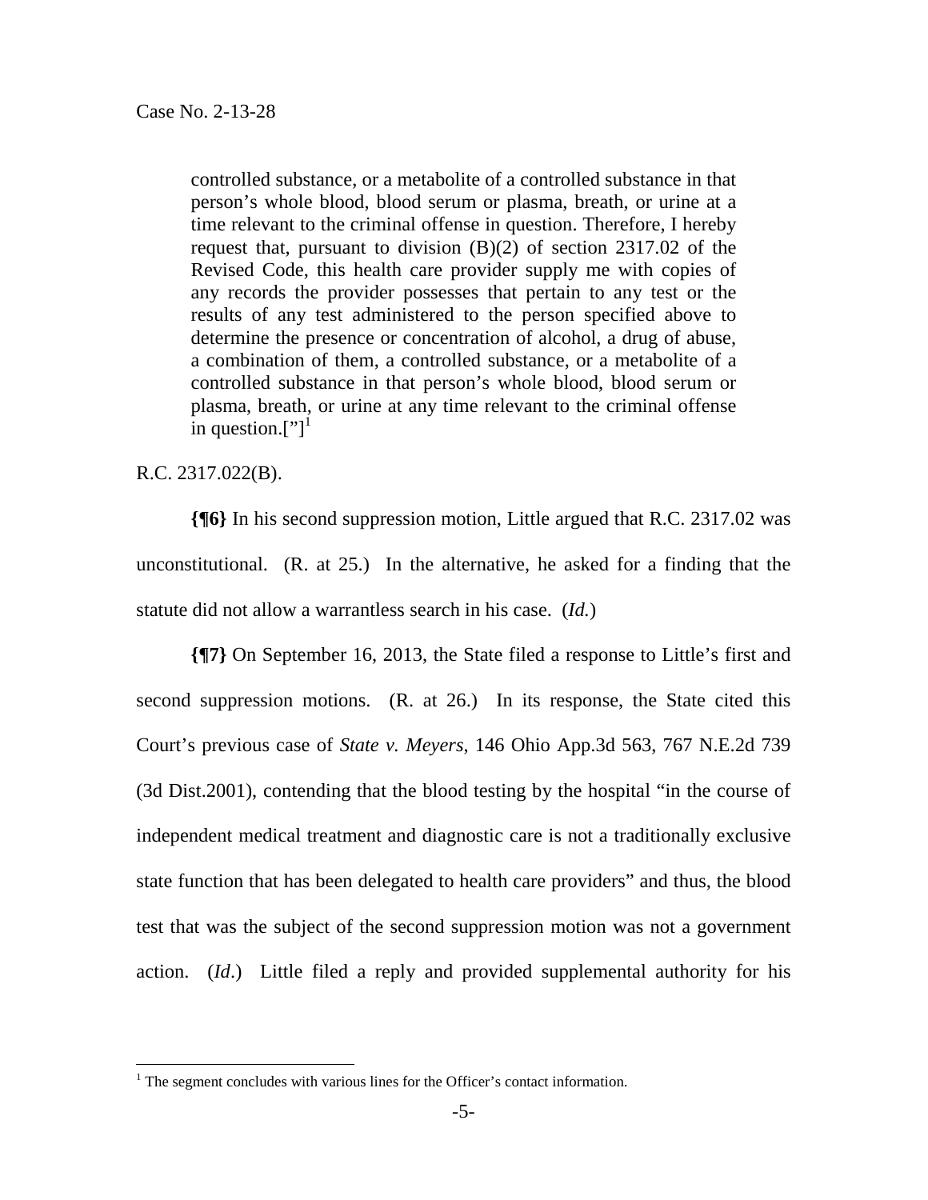> controlled substance, or a metabolite of a controlled substance in that person's whole blood, blood serum or plasma, breath, or urine at a time relevant to the criminal offense in question. Therefore, I hereby request that, pursuant to division (B)(2) of section 2317.02 of the Revised Code, this health care provider supply me with copies of any records the provider possesses that pertain to any test or the results of any test administered to the person specified above to determine the presence or concentration of alcohol, a drug of abuse, a combination of them, a controlled substance, or a metabolite of a controlled substance in that person's whole blood, blood serum or plasma, breath, or urine at any time relevant to the criminal offense in question.["][1]

R.C. 2317.022(B).

**{¶6}** In his second suppression motion, Little argued that R.C. 2317.02 was unconstitutional. (R. at 25.) In the alternative, he asked for a finding that the statute did not allow a warrantless search in his case. (*Id.*)

**{¶7}** On September 16, 2013, the State filed a response to Little's first and second suppression motions. (R. at 26.) In its response, the State cited this Court's previous case of *State v. Meyers*, 146 Ohio App.3d 563, 767 N.E.2d 739 (3d Dist.2001), contending that the blood testing by the hospital "in the course of independent medical treatment and diagnostic care is not a traditionally exclusive state function that has been delegated to health care providers" and thus, the blood test that was the subject of the second suppression motion was not a government action. (*Id*.) Little filed a reply and provided supplemental authority for his

---

[1] The segment concludes with various lines for the Officer's contact information.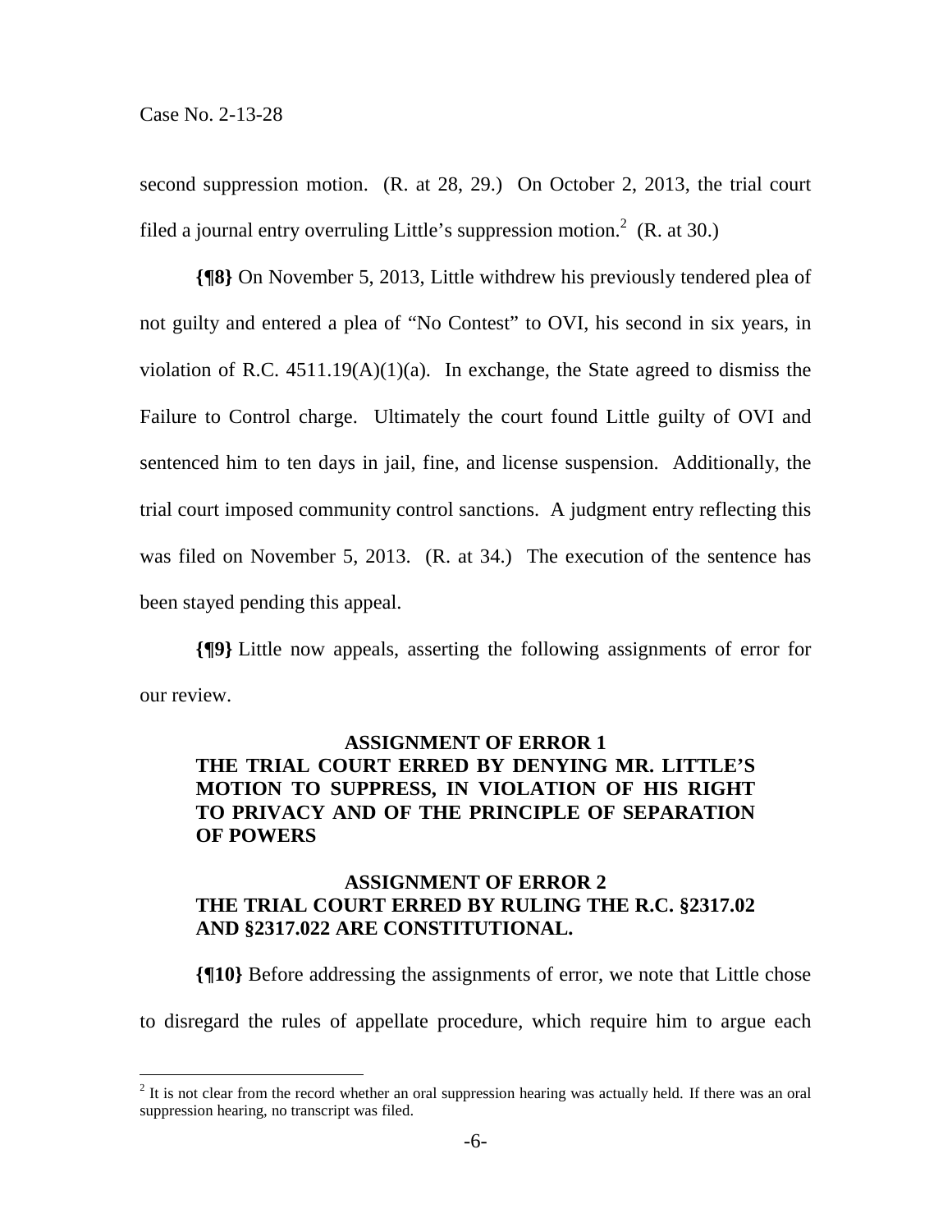second suppression motion. (R. at 28, 29.) On October 2, 2013, the trial court filed a journal entry overruling Little's suppression motion.[2] (R. at 30.)

**{¶8}** On November 5, 2013, Little withdrew his previously tendered plea of not guilty and entered a plea of "No Contest" to OVI, his second in six years, in violation of R.C. 4511.19(A)(1)(a). In exchange, the State agreed to dismiss the Failure to Control charge. Ultimately the court found Little guilty of OVI and sentenced him to ten days in jail, fine, and license suspension. Additionally, the trial court imposed community control sanctions. A judgment entry reflecting this was filed on November 5, 2013. (R. at 34.) The execution of the sentence has been stayed pending this appeal.

**{¶9}** Little now appeals, asserting the following assignments of error for our review.

**ASSIGNMENT OF ERROR 1**
**THE TRIAL COURT ERRED BY DENYING MR. LITTLE'S MOTION TO SUPPRESS, IN VIOLATION OF HIS RIGHT TO PRIVACY AND OF THE PRINCIPLE OF SEPARATION OF POWERS**

**ASSIGNMENT OF ERROR 2**
**THE TRIAL COURT ERRED BY RULING THE R.C. §2317.02 AND §2317.022 ARE CONSTITUTIONAL.**

**{¶10}** Before addressing the assignments of error, we note that Little chose to disregard the rules of appellate procedure, which require him to argue each

[2] It is not clear from the record whether an oral suppression hearing was actually held. If there was an oral suppression hearing, no transcript was filed.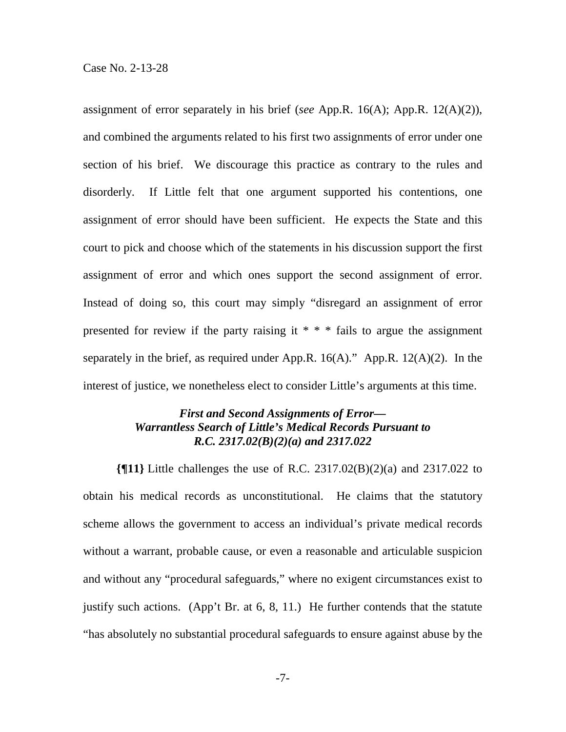assignment of error separately in his brief (*see* App.R. 16(A); App.R. 12(A)(2)), and combined the arguments related to his first two assignments of error under one section of his brief. We discourage this practice as contrary to the rules and disorderly. If Little felt that one argument supported his contentions, one assignment of error should have been sufficient. He expects the State and this court to pick and choose which of the statements in his discussion support the first assignment of error and which ones support the second assignment of error. Instead of doing so, this court may simply "disregard an assignment of error presented for review if the party raising it * * * fails to argue the assignment separately in the brief, as required under App.R. 16(A)." App.R. 12(A)(2). In the interest of justice, we nonetheless elect to consider Little's arguments at this time.

### *First and Second Assignments of Error— Warrantless Search of Little's Medical Records Pursuant to R.C. 2317.02(B)(2)(a) and 2317.022*

**{¶11}** Little challenges the use of R.C. 2317.02(B)(2)(a) and 2317.022 to obtain his medical records as unconstitutional. He claims that the statutory scheme allows the government to access an individual's private medical records without a warrant, probable cause, or even a reasonable and articulable suspicion and without any "procedural safeguards," where no exigent circumstances exist to justify such actions. (App't Br. at 6, 8, 11.) He further contends that the statute "has absolutely no substantial procedural safeguards to ensure against abuse by the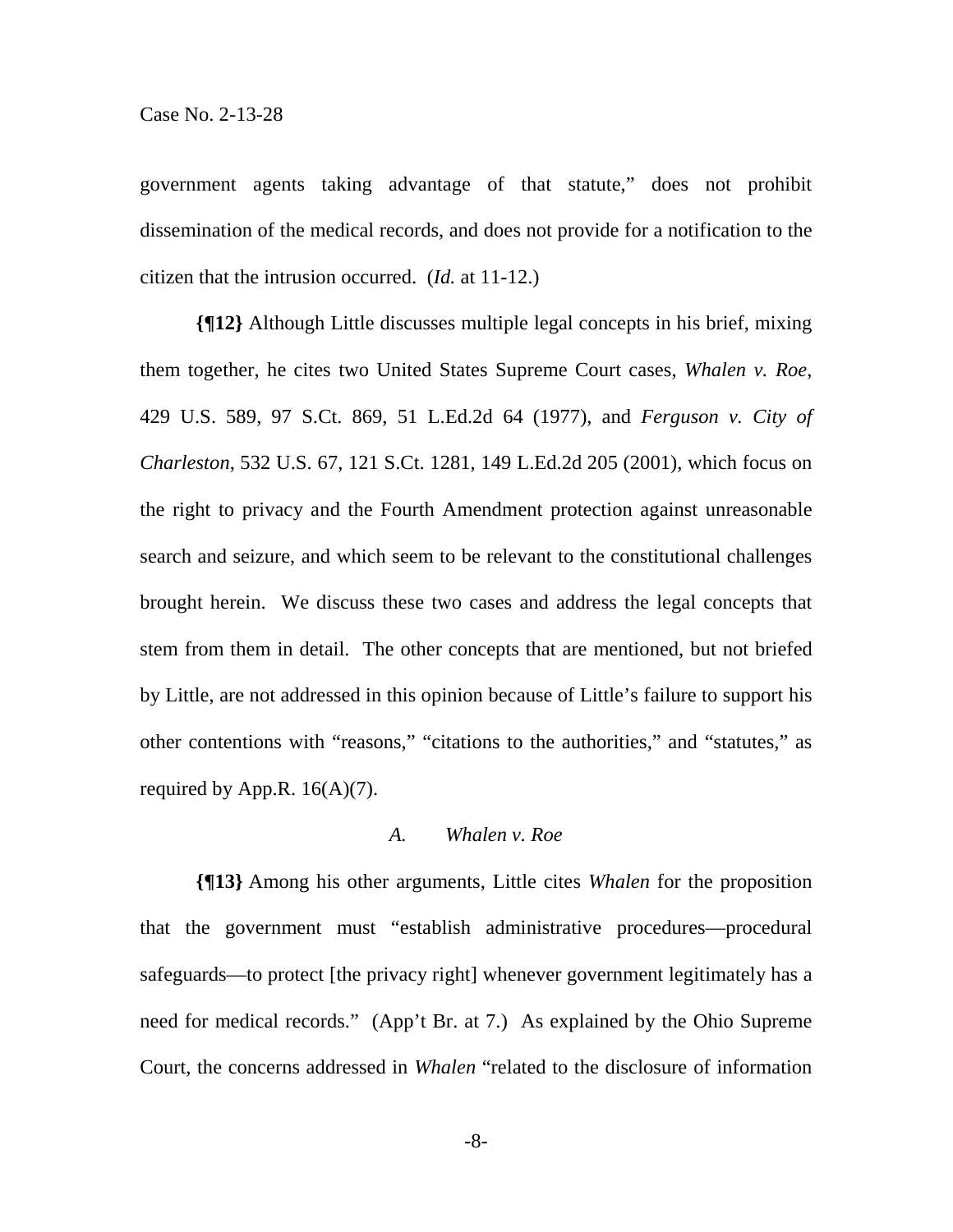government agents taking advantage of that statute," does not prohibit dissemination of the medical records, and does not provide for a notification to the citizen that the intrusion occurred. (*Id.* at 11-12.)

**{¶12}** Although Little discusses multiple legal concepts in his brief, mixing them together, he cites two United States Supreme Court cases, *Whalen v. Roe*, 429 U.S. 589, 97 S.Ct. 869, 51 L.Ed.2d 64 (1977), and *Ferguson v. City of Charleston*, 532 U.S. 67, 121 S.Ct. 1281, 149 L.Ed.2d 205 (2001), which focus on the right to privacy and the Fourth Amendment protection against unreasonable search and seizure, and which seem to be relevant to the constitutional challenges brought herein. We discuss these two cases and address the legal concepts that stem from them in detail. The other concepts that are mentioned, but not briefed by Little, are not addressed in this opinion because of Little's failure to support his other contentions with "reasons," "citations to the authorities," and "statutes," as required by App.R. 16(A)(7).

### *A. Whalen v. Roe*

**{¶13}** Among his other arguments, Little cites *Whalen* for the proposition that the government must "establish administrative procedures—procedural safeguards—to protect [the privacy right] whenever government legitimately has a need for medical records." (App't Br. at 7.) As explained by the Ohio Supreme Court, the concerns addressed in *Whalen* "related to the disclosure of information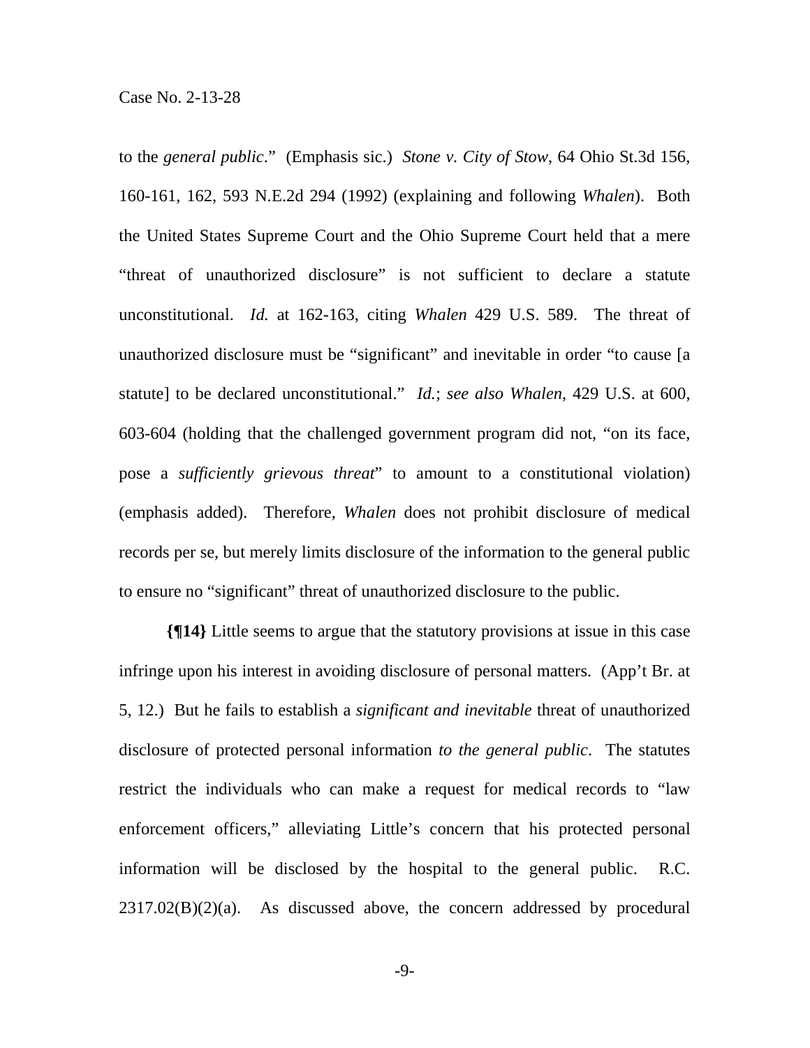to the *general public*." (Emphasis sic.) *Stone v. City of Stow*, 64 Ohio St.3d 156, 160-161, 162, 593 N.E.2d 294 (1992) (explaining and following *Whalen*). Both the United States Supreme Court and the Ohio Supreme Court held that a mere "threat of unauthorized disclosure" is not sufficient to declare a statute unconstitutional. *Id.* at 162-163, citing *Whalen* 429 U.S. 589. The threat of unauthorized disclosure must be "significant" and inevitable in order "to cause [a statute] to be declared unconstitutional." *Id.*; *see also Whalen*, 429 U.S. at 600, 603-604 (holding that the challenged government program did not, "on its face, pose a *sufficiently grievous threat*" to amount to a constitutional violation) (emphasis added). Therefore, *Whalen* does not prohibit disclosure of medical records per se, but merely limits disclosure of the information to the general public to ensure no "significant" threat of unauthorized disclosure to the public.

**{¶14}** Little seems to argue that the statutory provisions at issue in this case infringe upon his interest in avoiding disclosure of personal matters. (App't Br. at 5, 12.) But he fails to establish a *significant and inevitable* threat of unauthorized disclosure of protected personal information *to the general public*. The statutes restrict the individuals who can make a request for medical records to "law enforcement officers," alleviating Little's concern that his protected personal information will be disclosed by the hospital to the general public. R.C. 2317.02(B)(2)(a). As discussed above, the concern addressed by procedural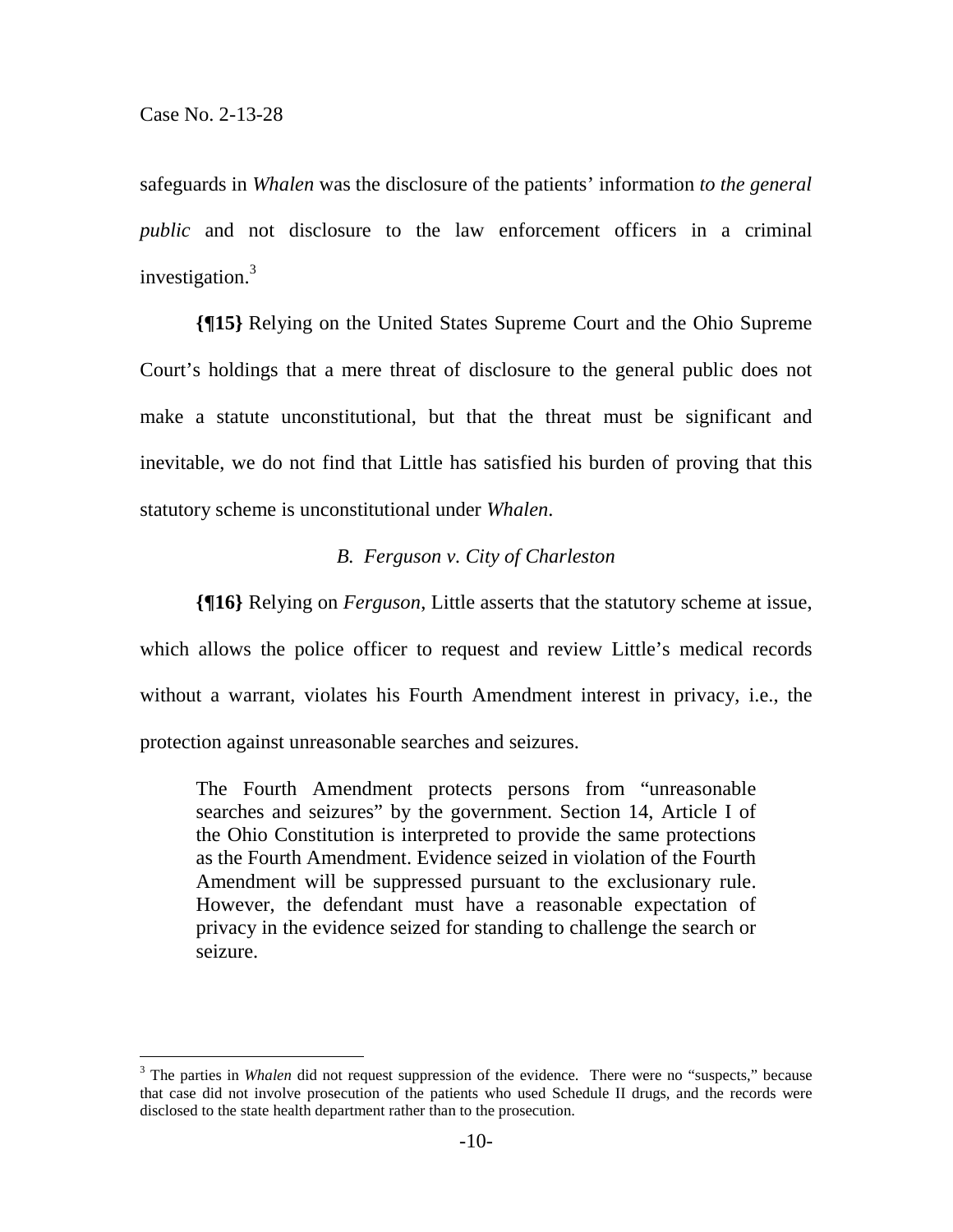safeguards in *Whalen* was the disclosure of the patients' information *to the general public* and not disclosure to the law enforcement officers in a criminal investigation.[3]

**{¶15}** Relying on the United States Supreme Court and the Ohio Supreme Court's holdings that a mere threat of disclosure to the general public does not make a statute unconstitutional, but that the threat must be significant and inevitable, we do not find that Little has satisfied his burden of proving that this statutory scheme is unconstitutional under *Whalen*.

### *B. Ferguson v. City of Charleston*

**{¶16}** Relying on *Ferguson*, Little asserts that the statutory scheme at issue, which allows the police officer to request and review Little's medical records without a warrant, violates his Fourth Amendment interest in privacy, i.e., the protection against unreasonable searches and seizures.

> The Fourth Amendment protects persons from "unreasonable searches and seizures" by the government. Section 14, Article I of the Ohio Constitution is interpreted to provide the same protections as the Fourth Amendment. Evidence seized in violation of the Fourth Amendment will be suppressed pursuant to the exclusionary rule. However, the defendant must have a reasonable expectation of privacy in the evidence seized for standing to challenge the search or seizure.

---

[3] The parties in *Whalen* did not request suppression of the evidence. There were no "suspects," because that case did not involve prosecution of the patients who used Schedule II drugs, and the records were disclosed to the state health department rather than to the prosecution.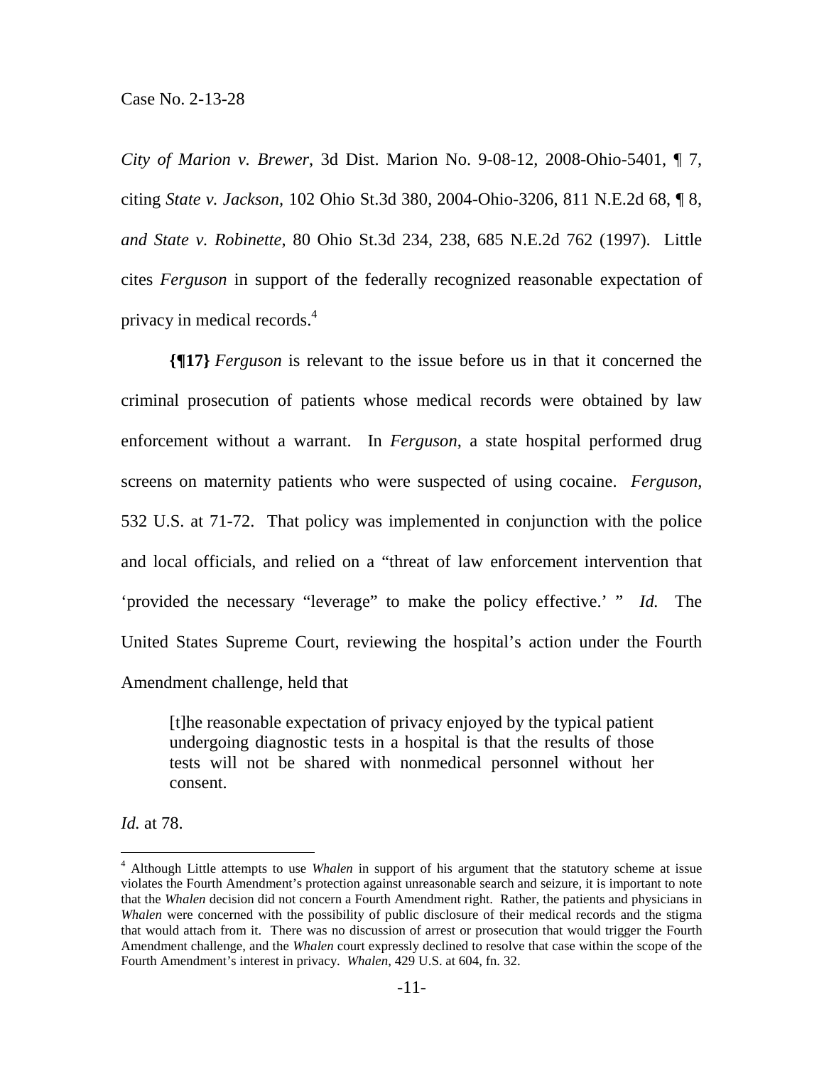*City of Marion v. Brewer*, 3d Dist. Marion No. 9-08-12, 2008-Ohio-5401, ¶ 7, citing *State v. Jackson*, 102 Ohio St.3d 380, 2004-Ohio-3206, 811 N.E.2d 68, ¶ 8, *and State v. Robinette*, 80 Ohio St.3d 234, 238, 685 N.E.2d 762 (1997). Little cites *Ferguson* in support of the federally recognized reasonable expectation of privacy in medical records.[4]

**{¶17}** *Ferguson* is relevant to the issue before us in that it concerned the criminal prosecution of patients whose medical records were obtained by law enforcement without a warrant. In *Ferguson*, a state hospital performed drug screens on maternity patients who were suspected of using cocaine. *Ferguson*, 532 U.S. at 71-72. That policy was implemented in conjunction with the police and local officials, and relied on a "threat of law enforcement intervention that 'provided the necessary "leverage" to make the policy effective.' " *Id.* The United States Supreme Court, reviewing the hospital's action under the Fourth Amendment challenge, held that

> [t]he reasonable expectation of privacy enjoyed by the typical patient undergoing diagnostic tests in a hospital is that the results of those tests will not be shared with nonmedical personnel without her consent.

*Id.* at 78.

---

[4] Although Little attempts to use *Whalen* in support of his argument that the statutory scheme at issue violates the Fourth Amendment's protection against unreasonable search and seizure, it is important to note that the *Whalen* decision did not concern a Fourth Amendment right. Rather, the patients and physicians in *Whalen* were concerned with the possibility of public disclosure of their medical records and the stigma that would attach from it. There was no discussion of arrest or prosecution that would trigger the Fourth Amendment challenge, and the *Whalen* court expressly declined to resolve that case within the scope of the Fourth Amendment's interest in privacy. *Whalen*, 429 U.S. at 604, fn. 32.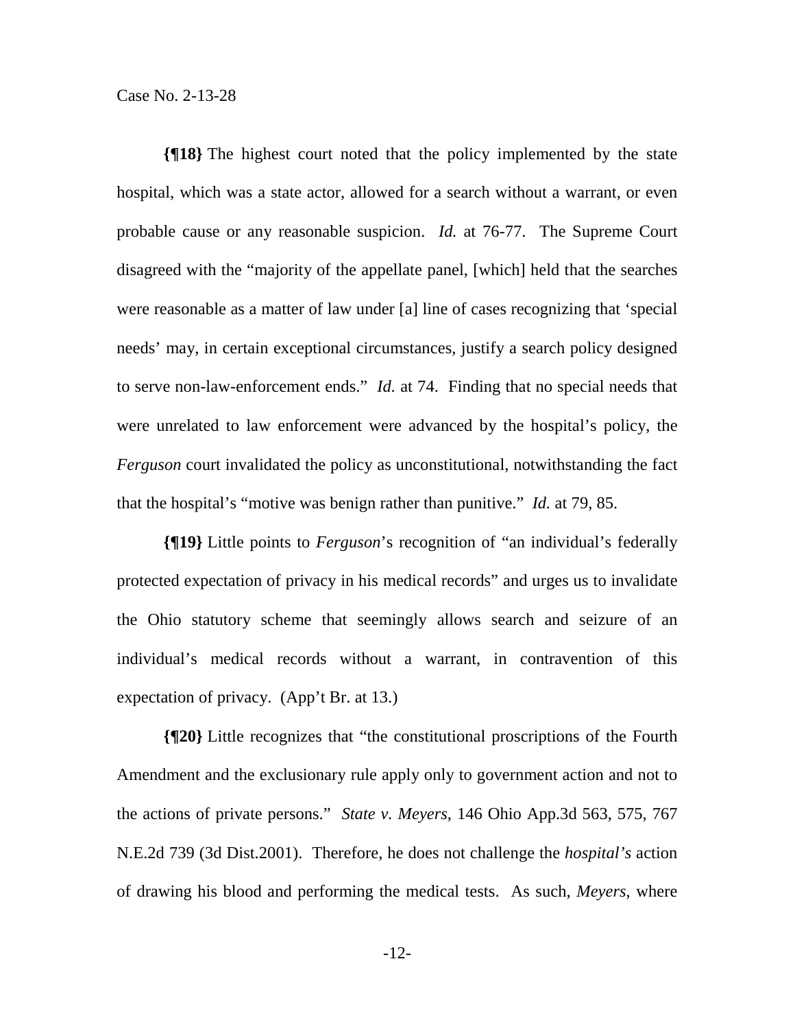**{¶18}** The highest court noted that the policy implemented by the state hospital, which was a state actor, allowed for a search without a warrant, or even probable cause or any reasonable suspicion. *Id.* at 76-77. The Supreme Court disagreed with the "majority of the appellate panel, [which] held that the searches were reasonable as a matter of law under [a] line of cases recognizing that 'special needs' may, in certain exceptional circumstances, justify a search policy designed to serve non-law-enforcement ends." *Id.* at 74. Finding that no special needs that were unrelated to law enforcement were advanced by the hospital's policy, the *Ferguson* court invalidated the policy as unconstitutional, notwithstanding the fact that the hospital's "motive was benign rather than punitive." *Id.* at 79, 85.

**{¶19}** Little points to *Ferguson*'s recognition of "an individual's federally protected expectation of privacy in his medical records" and urges us to invalidate the Ohio statutory scheme that seemingly allows search and seizure of an individual's medical records without a warrant, in contravention of this expectation of privacy. (App't Br. at 13.)

**{¶20}** Little recognizes that "the constitutional proscriptions of the Fourth Amendment and the exclusionary rule apply only to government action and not to the actions of private persons." *State v. Meyers*, 146 Ohio App.3d 563, 575, 767 N.E.2d 739 (3d Dist.2001). Therefore, he does not challenge the *hospital's* action of drawing his blood and performing the medical tests. As such, *Meyers*, where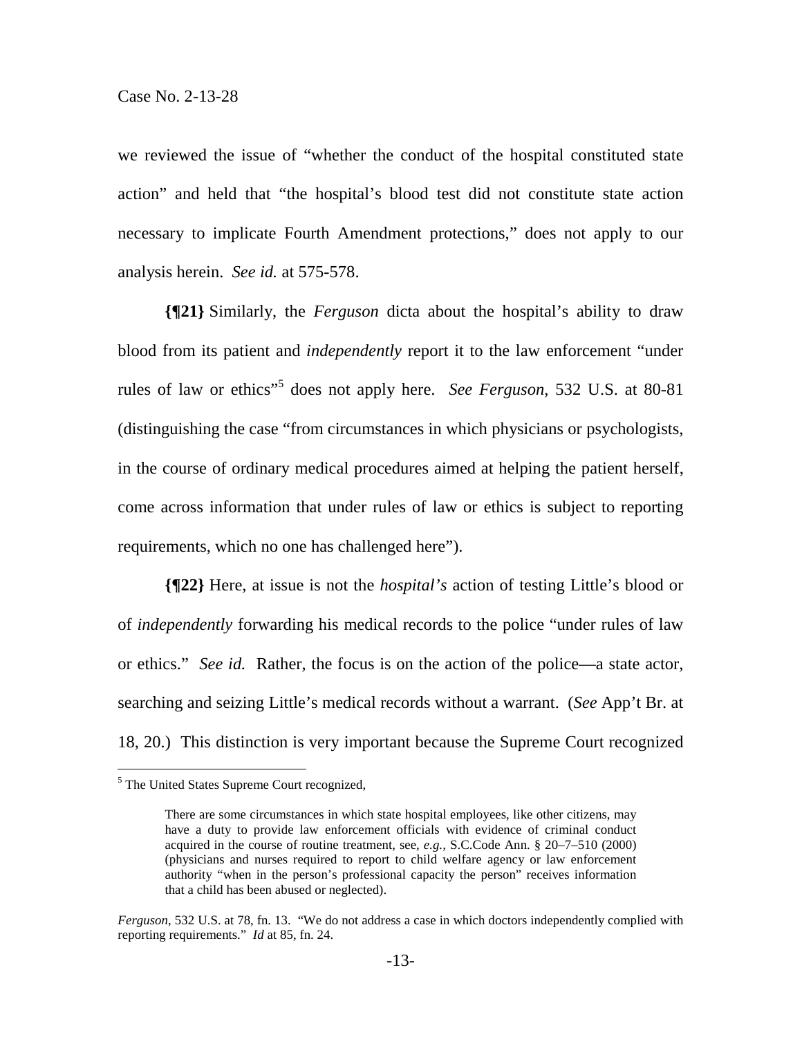we reviewed the issue of "whether the conduct of the hospital constituted state action" and held that "the hospital's blood test did not constitute state action necessary to implicate Fourth Amendment protections," does not apply to our analysis herein. *See id.* at 575-578.

**{¶21}** Similarly, the *Ferguson* dicta about the hospital's ability to draw blood from its patient and *independently* report it to the law enforcement "under rules of law or ethics"[5] does not apply here. *See Ferguson*, 532 U.S. at 80-81 (distinguishing the case "from circumstances in which physicians or psychologists, in the course of ordinary medical procedures aimed at helping the patient herself, come across information that under rules of law or ethics is subject to reporting requirements, which no one has challenged here").

**{¶22}** Here, at issue is not the *hospital's* action of testing Little's blood or of *independently* forwarding his medical records to the police "under rules of law or ethics." *See id.* Rather, the focus is on the action of the police—a state actor, searching and seizing Little's medical records without a warrant. (*See* App't Br. at 18, 20.) This distinction is very important because the Supreme Court recognized

---

[5] The United States Supreme Court recognized,

> There are some circumstances in which state hospital employees, like other citizens, may have a duty to provide law enforcement officials with evidence of criminal conduct acquired in the course of routine treatment, see, *e.g.*, S.C.Code Ann. § 20–7–510 (2000) (physicians and nurses required to report to child welfare agency or law enforcement authority "when in the person's professional capacity the person" receives information that a child has been abused or neglected).

*Ferguson*, 532 U.S. at 78, fn. 13. "We do not address a case in which doctors independently complied with reporting requirements." *Id* at 85, fn. 24.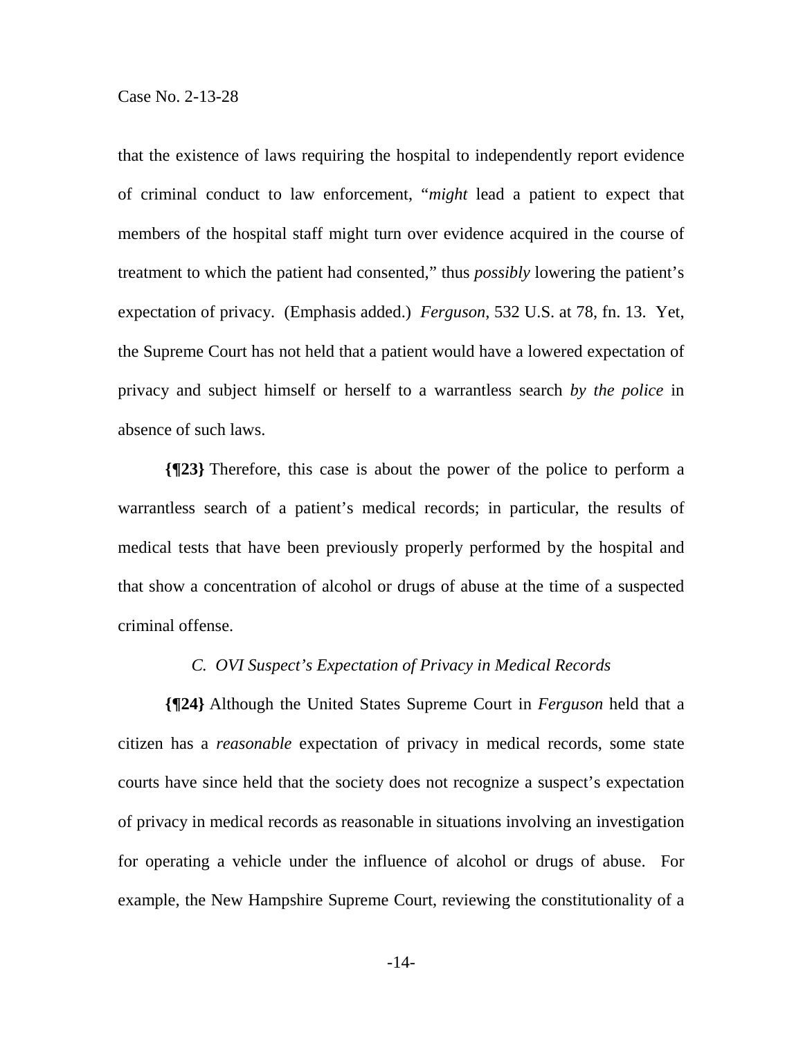that the existence of laws requiring the hospital to independently report evidence of criminal conduct to law enforcement, "*might* lead a patient to expect that members of the hospital staff might turn over evidence acquired in the course of treatment to which the patient had consented," thus *possibly* lowering the patient's expectation of privacy. (Emphasis added.) *Ferguson*, 532 U.S. at 78, fn. 13. Yet, the Supreme Court has not held that a patient would have a lowered expectation of privacy and subject himself or herself to a warrantless search *by the police* in absence of such laws.

**{¶23}** Therefore, this case is about the power of the police to perform a warrantless search of a patient's medical records; in particular, the results of medical tests that have been previously properly performed by the hospital and that show a concentration of alcohol or drugs of abuse at the time of a suspected criminal offense.

### *C. OVI Suspect's Expectation of Privacy in Medical Records*

**{¶24}** Although the United States Supreme Court in *Ferguson* held that a citizen has a *reasonable* expectation of privacy in medical records, some state courts have since held that the society does not recognize a suspect's expectation of privacy in medical records as reasonable in situations involving an investigation for operating a vehicle under the influence of alcohol or drugs of abuse. For example, the New Hampshire Supreme Court, reviewing the constitutionality of a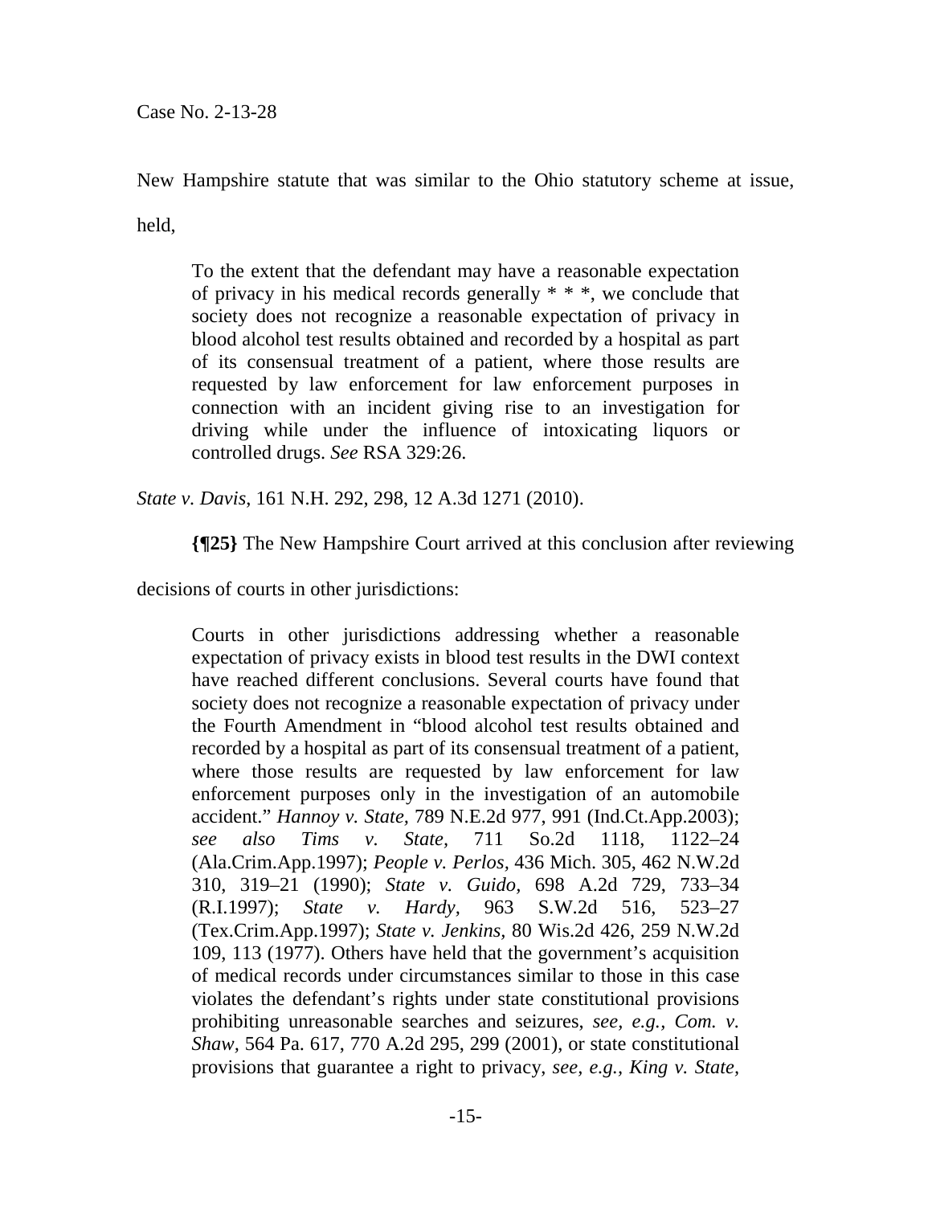New Hampshire statute that was similar to the Ohio statutory scheme at issue, held,

> To the extent that the defendant may have a reasonable expectation of privacy in his medical records generally * * *, we conclude that society does not recognize a reasonable expectation of privacy in blood alcohol test results obtained and recorded by a hospital as part of its consensual treatment of a patient, where those results are requested by law enforcement for law enforcement purposes in connection with an incident giving rise to an investigation for driving while under the influence of intoxicating liquors or controlled drugs. *See* RSA 329:26.

*State v. Davis*, 161 N.H. 292, 298, 12 A.3d 1271 (2010).

**{¶25}** The New Hampshire Court arrived at this conclusion after reviewing decisions of courts in other jurisdictions:

> Courts in other jurisdictions addressing whether a reasonable expectation of privacy exists in blood test results in the DWI context have reached different conclusions. Several courts have found that society does not recognize a reasonable expectation of privacy under the Fourth Amendment in "blood alcohol test results obtained and recorded by a hospital as part of its consensual treatment of a patient, where those results are requested by law enforcement for law enforcement purposes only in the investigation of an automobile accident." *Hannoy v. State*, 789 N.E.2d 977, 991 (Ind.Ct.App.2003); *see also Tims v. State*, 711 So.2d 1118, 1122–24 (Ala.Crim.App.1997); *People v. Perlos*, 436 Mich. 305, 462 N.W.2d 310, 319–21 (1990); *State v. Guido*, 698 A.2d 729, 733–34 (R.I.1997); *State v. Hardy*, 963 S.W.2d 516, 523–27 (Tex.Crim.App.1997); *State v. Jenkins*, 80 Wis.2d 426, 259 N.W.2d 109, 113 (1977). Others have held that the government's acquisition of medical records under circumstances similar to those in this case violates the defendant's rights under state constitutional provisions prohibiting unreasonable searches and seizures, *see, e.g., Com. v. Shaw*, 564 Pa. 617, 770 A.2d 295, 299 (2001), or state constitutional provisions that guarantee a right to privacy, *see, e.g., King v. State,*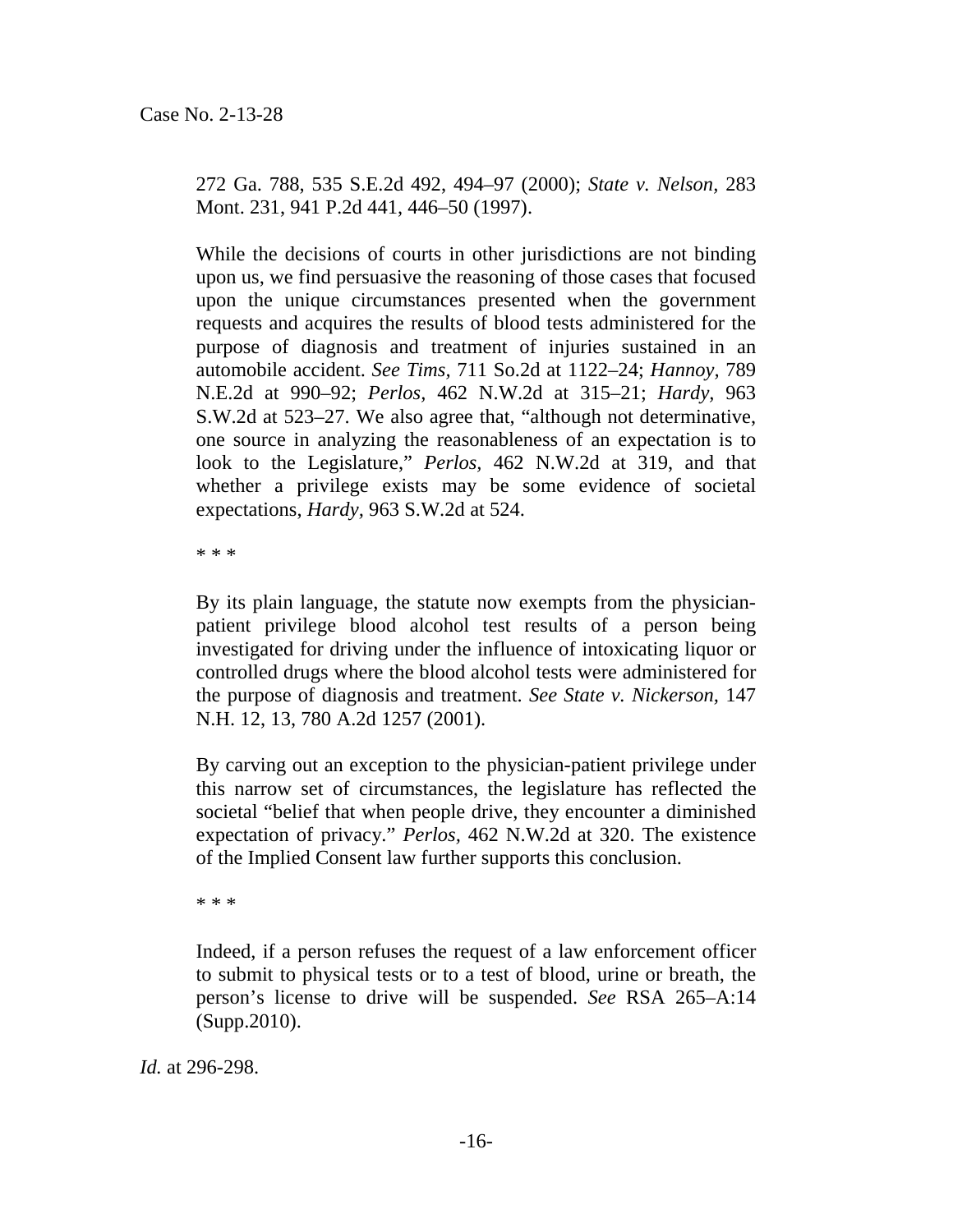272 Ga. 788, 535 S.E.2d 492, 494–97 (2000); *State v. Nelson*, 283 Mont. 231, 941 P.2d 441, 446–50 (1997).

> While the decisions of courts in other jurisdictions are not binding upon us, we find persuasive the reasoning of those cases that focused upon the unique circumstances presented when the government requests and acquires the results of blood tests administered for the purpose of diagnosis and treatment of injuries sustained in an automobile accident. *See Tims,* 711 So.2d at 1122–24; *Hannoy*, 789 N.E.2d at 990–92; *Perlos,* 462 N.W.2d at 315–21; *Hardy,* 963 S.W.2d at 523–27. We also agree that, "although not determinative, one source in analyzing the reasonableness of an expectation is to look to the Legislature," *Perlos,* 462 N.W.2d at 319, and that whether a privilege exists may be some evidence of societal expectations, *Hardy,* 963 S.W.2d at 524.
>
> * * *
>
> By its plain language, the statute now exempts from the physician-patient privilege blood alcohol test results of a person being investigated for driving under the influence of intoxicating liquor or controlled drugs where the blood alcohol tests were administered for the purpose of diagnosis and treatment. *See State v. Nickerson*, 147 N.H. 12, 13, 780 A.2d 1257 (2001).
>
> By carving out an exception to the physician-patient privilege under this narrow set of circumstances, the legislature has reflected the societal "belief that when people drive, they encounter a diminished expectation of privacy." *Perlos,* 462 N.W.2d at 320. The existence of the Implied Consent law further supports this conclusion.
>
> * * *
>
> Indeed, if a person refuses the request of a law enforcement officer to submit to physical tests or to a test of blood, urine or breath, the person's license to drive will be suspended. *See* RSA 265–A:14 (Supp.2010).

*Id.* at 296-298.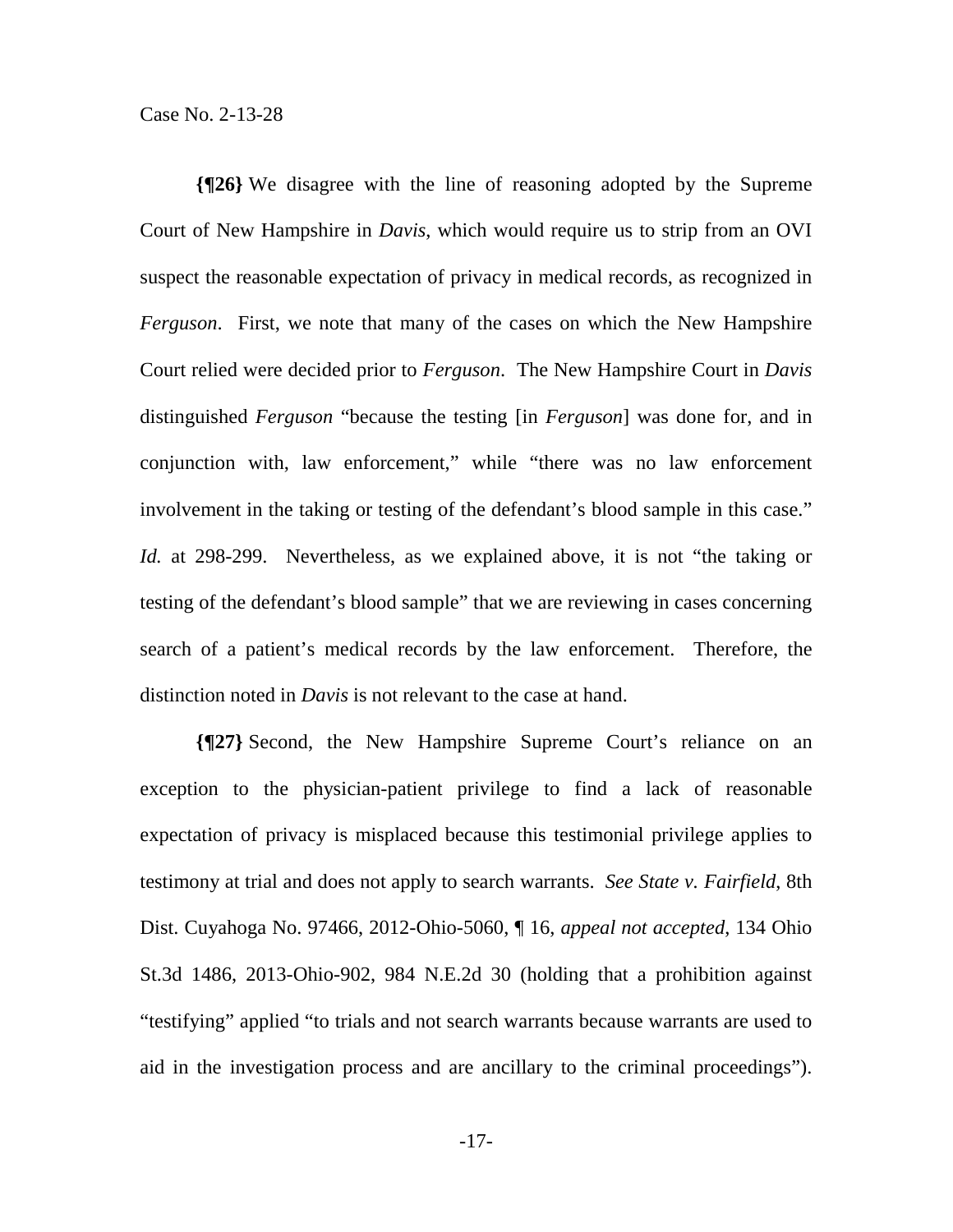**{¶26}** We disagree with the line of reasoning adopted by the Supreme Court of New Hampshire in *Davis*, which would require us to strip from an OVI suspect the reasonable expectation of privacy in medical records, as recognized in *Ferguson*. First, we note that many of the cases on which the New Hampshire Court relied were decided prior to *Ferguson*. The New Hampshire Court in *Davis* distinguished *Ferguson* "because the testing [in *Ferguson*] was done for, and in conjunction with, law enforcement," while "there was no law enforcement involvement in the taking or testing of the defendant's blood sample in this case." *Id.* at 298-299. Nevertheless, as we explained above, it is not "the taking or testing of the defendant's blood sample" that we are reviewing in cases concerning search of a patient's medical records by the law enforcement. Therefore, the distinction noted in *Davis* is not relevant to the case at hand.

**{¶27}** Second, the New Hampshire Supreme Court's reliance on an exception to the physician-patient privilege to find a lack of reasonable expectation of privacy is misplaced because this testimonial privilege applies to testimony at trial and does not apply to search warrants. *See State v. Fairfield*, 8th Dist. Cuyahoga No. 97466, 2012-Ohio-5060, ¶ 16, *appeal not accepted*, 134 Ohio St.3d 1486, 2013-Ohio-902, 984 N.E.2d 30 (holding that a prohibition against "testifying" applied "to trials and not search warrants because warrants are used to aid in the investigation process and are ancillary to the criminal proceedings").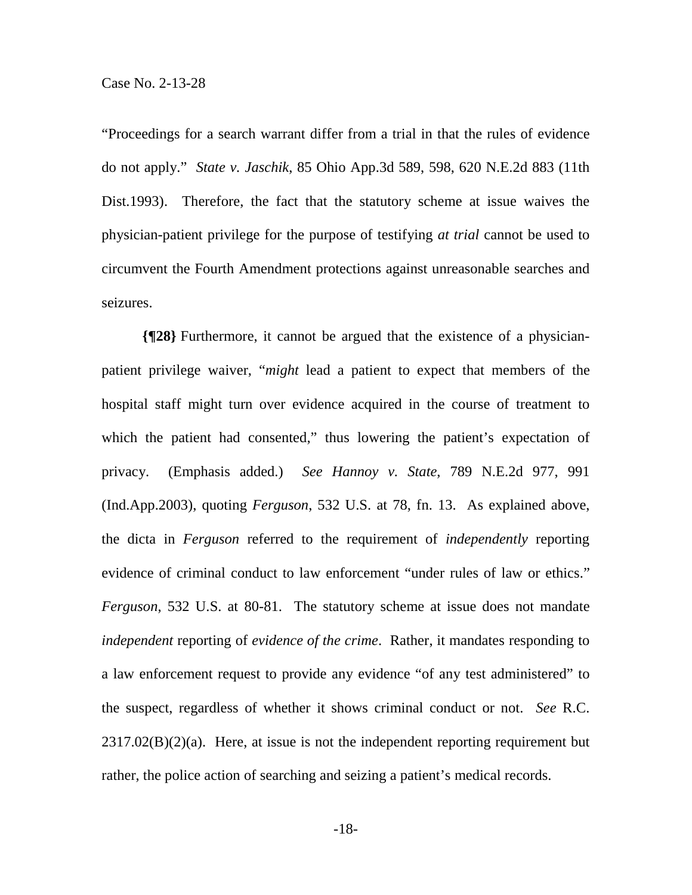"Proceedings for a search warrant differ from a trial in that the rules of evidence do not apply." *State v. Jaschik*, 85 Ohio App.3d 589, 598, 620 N.E.2d 883 (11th Dist.1993). Therefore, the fact that the statutory scheme at issue waives the physician-patient privilege for the purpose of testifying *at trial* cannot be used to circumvent the Fourth Amendment protections against unreasonable searches and seizures.

**{¶28}** Furthermore, it cannot be argued that the existence of a physician-patient privilege waiver, "*might* lead a patient to expect that members of the hospital staff might turn over evidence acquired in the course of treatment to which the patient had consented," thus lowering the patient's expectation of privacy. (Emphasis added.) *See Hannoy v. State*, 789 N.E.2d 977, 991 (Ind.App.2003), quoting *Ferguson*, 532 U.S. at 78, fn. 13. As explained above, the dicta in *Ferguson* referred to the requirement of *independently* reporting evidence of criminal conduct to law enforcement "under rules of law or ethics." *Ferguson*, 532 U.S. at 80-81. The statutory scheme at issue does not mandate *independent* reporting of *evidence of the crime*. Rather, it mandates responding to a law enforcement request to provide any evidence "of any test administered" to the suspect, regardless of whether it shows criminal conduct or not. *See* R.C. 2317.02(B)(2)(a). Here, at issue is not the independent reporting requirement but rather, the police action of searching and seizing a patient's medical records.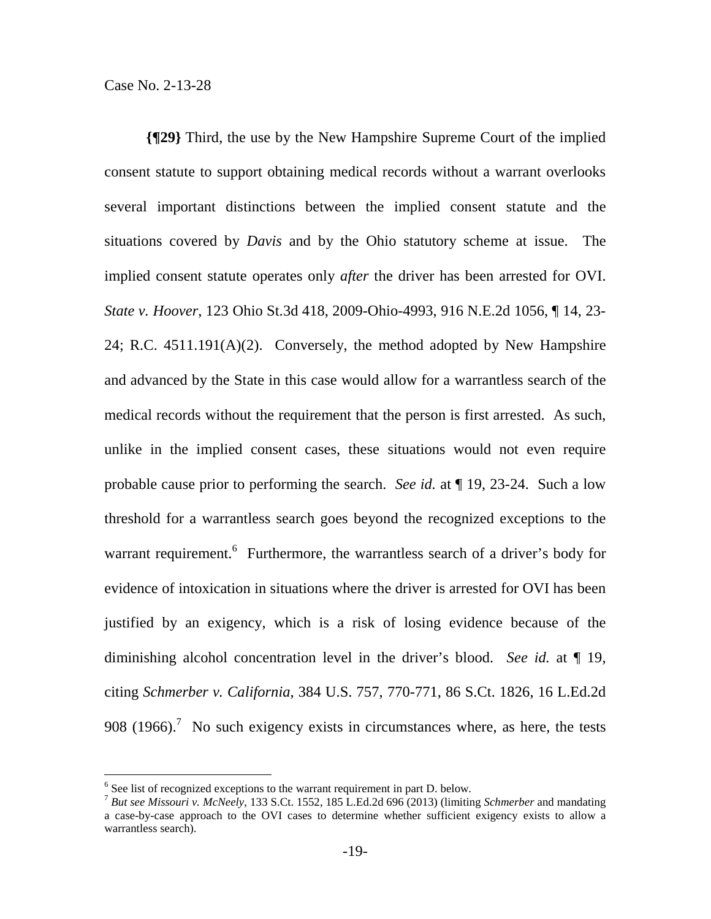**{¶29}** Third, the use by the New Hampshire Supreme Court of the implied consent statute to support obtaining medical records without a warrant overlooks several important distinctions between the implied consent statute and the situations covered by *Davis* and by the Ohio statutory scheme at issue. The implied consent statute operates only *after* the driver has been arrested for OVI. *State v. Hoover*, 123 Ohio St.3d 418, 2009-Ohio-4993, 916 N.E.2d 1056, ¶ 14, 23-24; R.C. 4511.191(A)(2). Conversely, the method adopted by New Hampshire and advanced by the State in this case would allow for a warrantless search of the medical records without the requirement that the person is first arrested. As such, unlike in the implied consent cases, these situations would not even require probable cause prior to performing the search. *See id.* at ¶ 19, 23-24. Such a low threshold for a warrantless search goes beyond the recognized exceptions to the warrant requirement.[6] Furthermore, the warrantless search of a driver's body for evidence of intoxication in situations where the driver is arrested for OVI has been justified by an exigency, which is a risk of losing evidence because of the diminishing alcohol concentration level in the driver's blood. *See id.* at ¶ 19, citing *Schmerber v. California*, 384 U.S. 757, 770-771, 86 S.Ct. 1826, 16 L.Ed.2d 908 (1966).[7] No such exigency exists in circumstances where, as here, the tests

---

[6] See list of recognized exceptions to the warrant requirement in part D. below.

[7] *But see Missouri v. McNeely*, 133 S.Ct. 1552, 185 L.Ed.2d 696 (2013) (limiting *Schmerber* and mandating a case-by-case approach to the OVI cases to determine whether sufficient exigency exists to allow a warrantless search).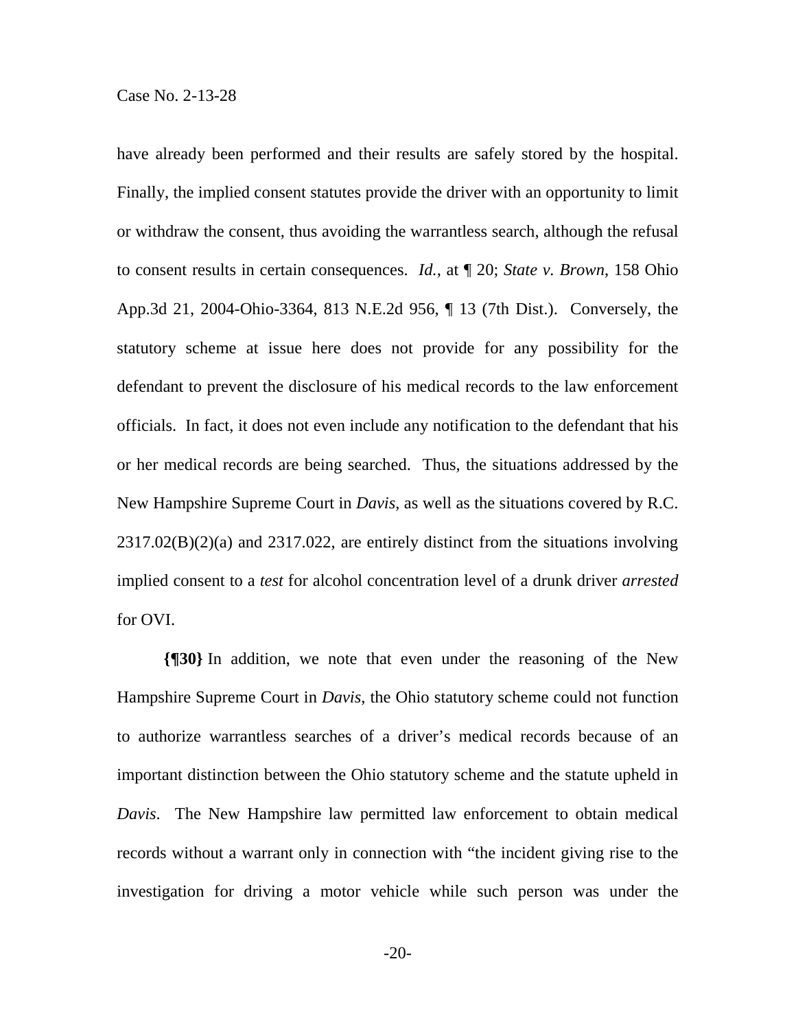have already been performed and their results are safely stored by the hospital. Finally, the implied consent statutes provide the driver with an opportunity to limit or withdraw the consent, thus avoiding the warrantless search, although the refusal to consent results in certain consequences. *Id.*, at ¶ 20; *State v. Brown*, 158 Ohio App.3d 21, 2004-Ohio-3364, 813 N.E.2d 956, ¶ 13 (7th Dist.). Conversely, the statutory scheme at issue here does not provide for any possibility for the defendant to prevent the disclosure of his medical records to the law enforcement officials. In fact, it does not even include any notification to the defendant that his or her medical records are being searched. Thus, the situations addressed by the New Hampshire Supreme Court in *Davis*, as well as the situations covered by R.C. 2317.02(B)(2)(a) and 2317.022, are entirely distinct from the situations involving implied consent to a *test* for alcohol concentration level of a drunk driver *arrested* for OVI.

**{¶30}** In addition, we note that even under the reasoning of the New Hampshire Supreme Court in *Davis*, the Ohio statutory scheme could not function to authorize warrantless searches of a driver's medical records because of an important distinction between the Ohio statutory scheme and the statute upheld in *Davis*. The New Hampshire law permitted law enforcement to obtain medical records without a warrant only in connection with "the incident giving rise to the investigation for driving a motor vehicle while such person was under the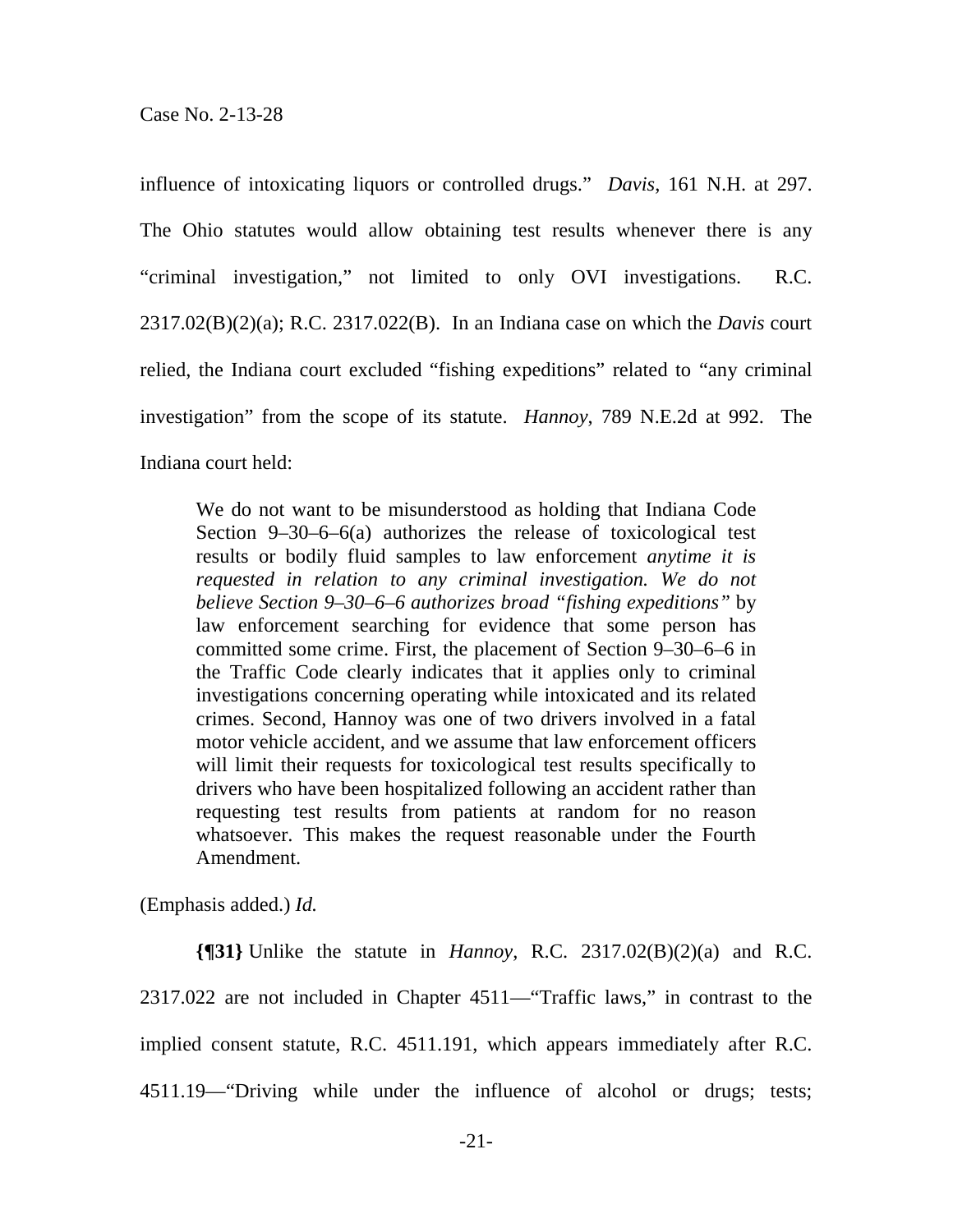influence of intoxicating liquors or controlled drugs." *Davis*, 161 N.H. at 297. The Ohio statutes would allow obtaining test results whenever there is any "criminal investigation," not limited to only OVI investigations. R.C. 2317.02(B)(2)(a); R.C. 2317.022(B). In an Indiana case on which the *Davis* court relied, the Indiana court excluded "fishing expeditions" related to "any criminal investigation" from the scope of its statute. *Hannoy*, 789 N.E.2d at 992. The Indiana court held:

> We do not want to be misunderstood as holding that Indiana Code Section 9–30–6–6(a) authorizes the release of toxicological test results or bodily fluid samples to law enforcement *anytime it is requested in relation to any criminal investigation. We do not believe Section 9–30–6–6 authorizes broad "fishing expeditions"* by law enforcement searching for evidence that some person has committed some crime. First, the placement of Section 9–30–6–6 in the Traffic Code clearly indicates that it applies only to criminal investigations concerning operating while intoxicated and its related crimes. Second, Hannoy was one of two drivers involved in a fatal motor vehicle accident, and we assume that law enforcement officers will limit their requests for toxicological test results specifically to drivers who have been hospitalized following an accident rather than requesting test results from patients at random for no reason whatsoever. This makes the request reasonable under the Fourth Amendment.

(Emphasis added.) *Id.*

**{¶31}** Unlike the statute in *Hannoy*, R.C. 2317.02(B)(2)(a) and R.C. 2317.022 are not included in Chapter 4511—"Traffic laws," in contrast to the implied consent statute, R.C. 4511.191, which appears immediately after R.C. 4511.19—"Driving while under the influence of alcohol or drugs; tests;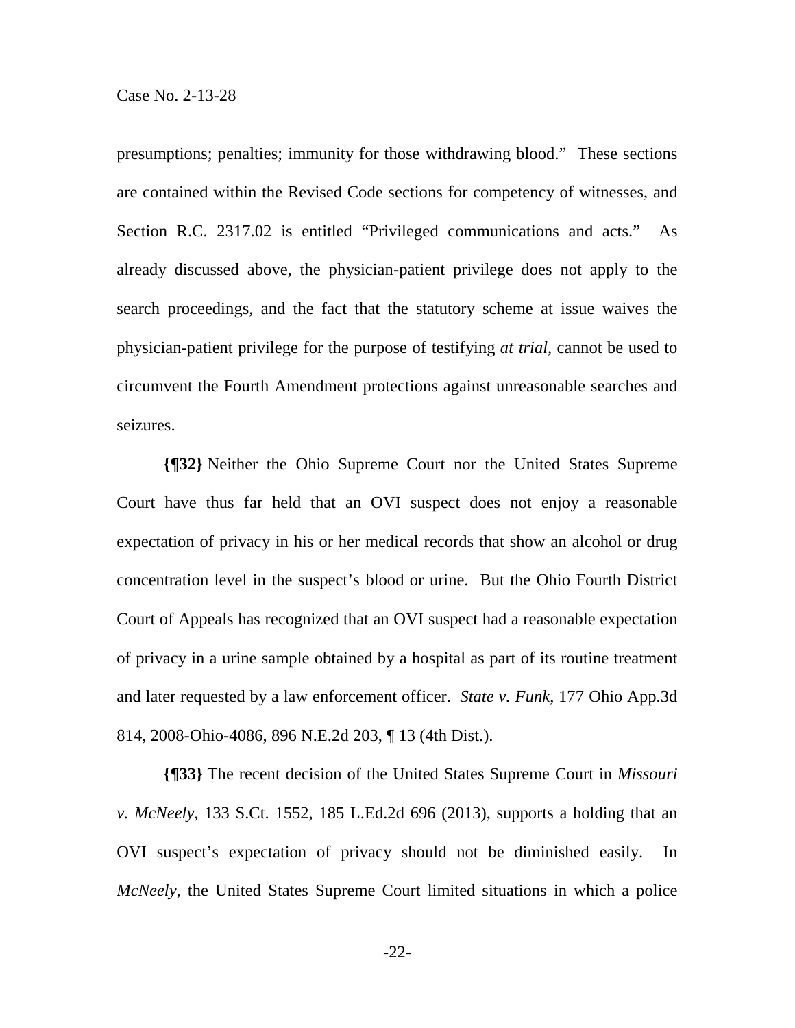presumptions; penalties; immunity for those withdrawing blood." These sections are contained within the Revised Code sections for competency of witnesses, and Section R.C. 2317.02 is entitled "Privileged communications and acts." As already discussed above, the physician-patient privilege does not apply to the search proceedings, and the fact that the statutory scheme at issue waives the physician-patient privilege for the purpose of testifying *at trial*, cannot be used to circumvent the Fourth Amendment protections against unreasonable searches and seizures.

**{¶32}** Neither the Ohio Supreme Court nor the United States Supreme Court have thus far held that an OVI suspect does not enjoy a reasonable expectation of privacy in his or her medical records that show an alcohol or drug concentration level in the suspect's blood or urine. But the Ohio Fourth District Court of Appeals has recognized that an OVI suspect had a reasonable expectation of privacy in a urine sample obtained by a hospital as part of its routine treatment and later requested by a law enforcement officer. *State v. Funk*, 177 Ohio App.3d 814, 2008-Ohio-4086, 896 N.E.2d 203, ¶ 13 (4th Dist.).

**{¶33}** The recent decision of the United States Supreme Court in *Missouri v. McNeely*, 133 S.Ct. 1552, 185 L.Ed.2d 696 (2013), supports a holding that an OVI suspect's expectation of privacy should not be diminished easily. In *McNeely*, the United States Supreme Court limited situations in which a police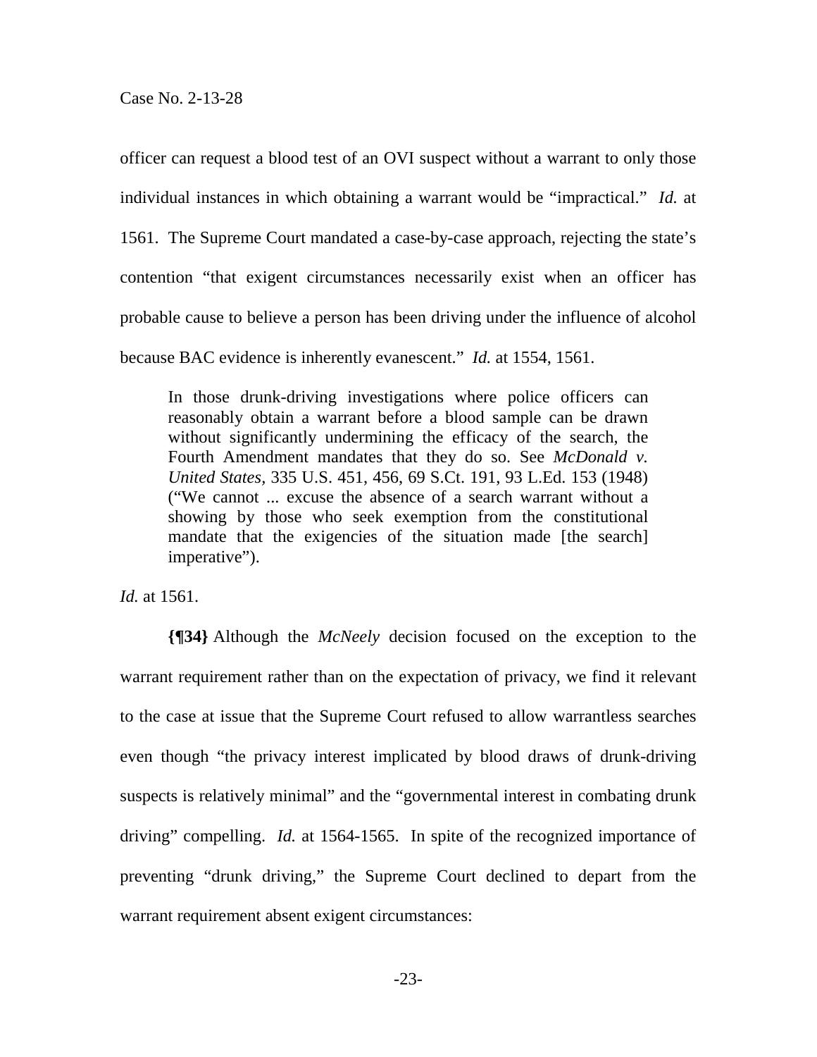officer can request a blood test of an OVI suspect without a warrant to only those individual instances in which obtaining a warrant would be "impractical." *Id.* at 1561. The Supreme Court mandated a case-by-case approach, rejecting the state's contention "that exigent circumstances necessarily exist when an officer has probable cause to believe a person has been driving under the influence of alcohol because BAC evidence is inherently evanescent." *Id.* at 1554, 1561.

> In those drunk-driving investigations where police officers can reasonably obtain a warrant before a blood sample can be drawn without significantly undermining the efficacy of the search, the Fourth Amendment mandates that they do so. See *McDonald v. United States*, 335 U.S. 451, 456, 69 S.Ct. 191, 93 L.Ed. 153 (1948) ("We cannot ... excuse the absence of a search warrant without a showing by those who seek exemption from the constitutional mandate that the exigencies of the situation made [the search] imperative").

*Id.* at 1561.

**{¶34}** Although the *McNeely* decision focused on the exception to the warrant requirement rather than on the expectation of privacy, we find it relevant to the case at issue that the Supreme Court refused to allow warrantless searches even though "the privacy interest implicated by blood draws of drunk-driving suspects is relatively minimal" and the "governmental interest in combating drunk driving" compelling. *Id.* at 1564-1565. In spite of the recognized importance of preventing "drunk driving," the Supreme Court declined to depart from the warrant requirement absent exigent circumstances: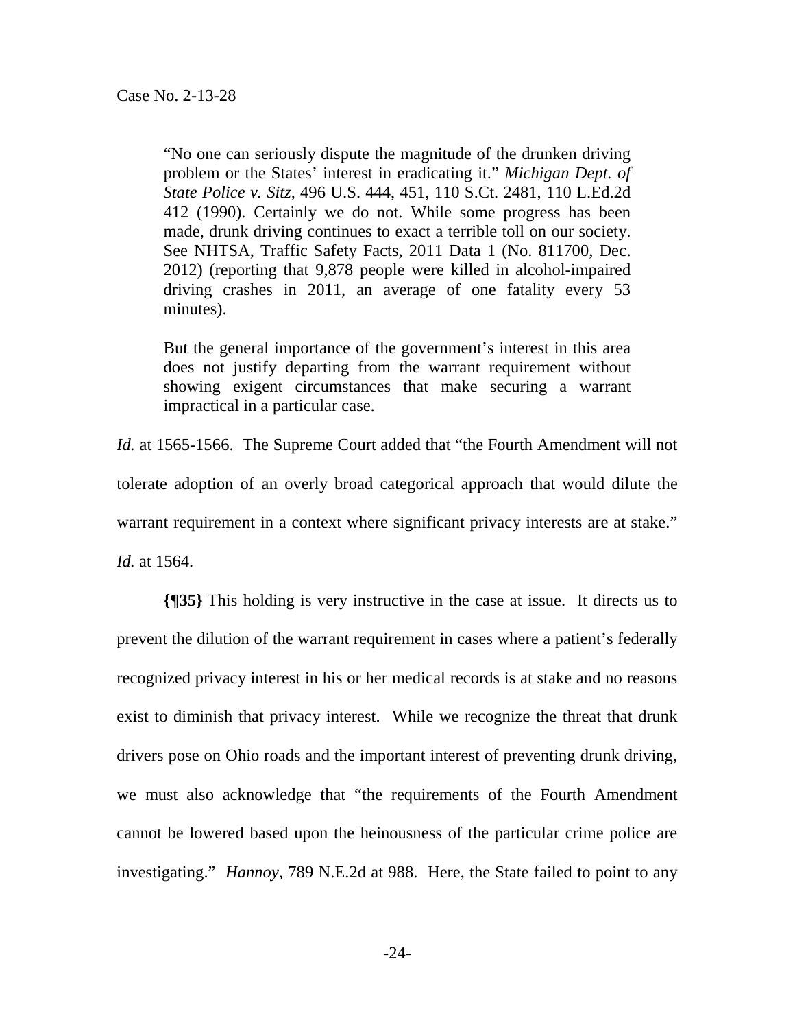> "No one can seriously dispute the magnitude of the drunken driving problem or the States' interest in eradicating it." *Michigan Dept. of State Police v. Sitz,* 496 U.S. 444, 451, 110 S.Ct. 2481, 110 L.Ed.2d 412 (1990). Certainly we do not. While some progress has been made, drunk driving continues to exact a terrible toll on our society. See NHTSA, Traffic Safety Facts, 2011 Data 1 (No. 811700, Dec. 2012) (reporting that 9,878 people were killed in alcohol-impaired driving crashes in 2011, an average of one fatality every 53 minutes).
>
> But the general importance of the government's interest in this area does not justify departing from the warrant requirement without showing exigent circumstances that make securing a warrant impractical in a particular case.

*Id.* at 1565-1566. The Supreme Court added that "the Fourth Amendment will not tolerate adoption of an overly broad categorical approach that would dilute the warrant requirement in a context where significant privacy interests are at stake." *Id.* at 1564.

**{¶35}** This holding is very instructive in the case at issue. It directs us to prevent the dilution of the warrant requirement in cases where a patient's federally recognized privacy interest in his or her medical records is at stake and no reasons exist to diminish that privacy interest. While we recognize the threat that drunk drivers pose on Ohio roads and the important interest of preventing drunk driving, we must also acknowledge that "the requirements of the Fourth Amendment cannot be lowered based upon the heinousness of the particular crime police are investigating." *Hannoy*, 789 N.E.2d at 988. Here, the State failed to point to any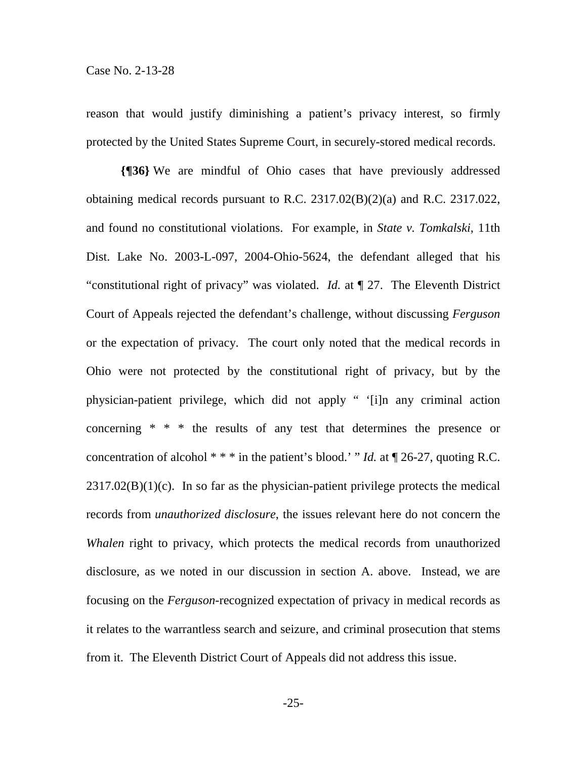reason that would justify diminishing a patient's privacy interest, so firmly protected by the United States Supreme Court, in securely-stored medical records.

**{¶36}** We are mindful of Ohio cases that have previously addressed obtaining medical records pursuant to R.C. 2317.02(B)(2)(a) and R.C. 2317.022, and found no constitutional violations. For example, in *State v. Tomkalski*, 11th Dist. Lake No. 2003-L-097, 2004-Ohio-5624, the defendant alleged that his "constitutional right of privacy" was violated. *Id.* at ¶ 27. The Eleventh District Court of Appeals rejected the defendant's challenge, without discussing *Ferguson* or the expectation of privacy. The court only noted that the medical records in Ohio were not protected by the constitutional right of privacy, but by the physician-patient privilege, which did not apply " '[i]n any criminal action concerning * * * the results of any test that determines the presence or concentration of alcohol * * * in the patient's blood.' " *Id.* at ¶ 26-27, quoting R.C. 2317.02(B)(1)(c). In so far as the physician-patient privilege protects the medical records from *unauthorized disclosure*, the issues relevant here do not concern the *Whalen* right to privacy, which protects the medical records from unauthorized disclosure, as we noted in our discussion in section A. above. Instead, we are focusing on the *Ferguson*-recognized expectation of privacy in medical records as it relates to the warrantless search and seizure, and criminal prosecution that stems from it. The Eleventh District Court of Appeals did not address this issue.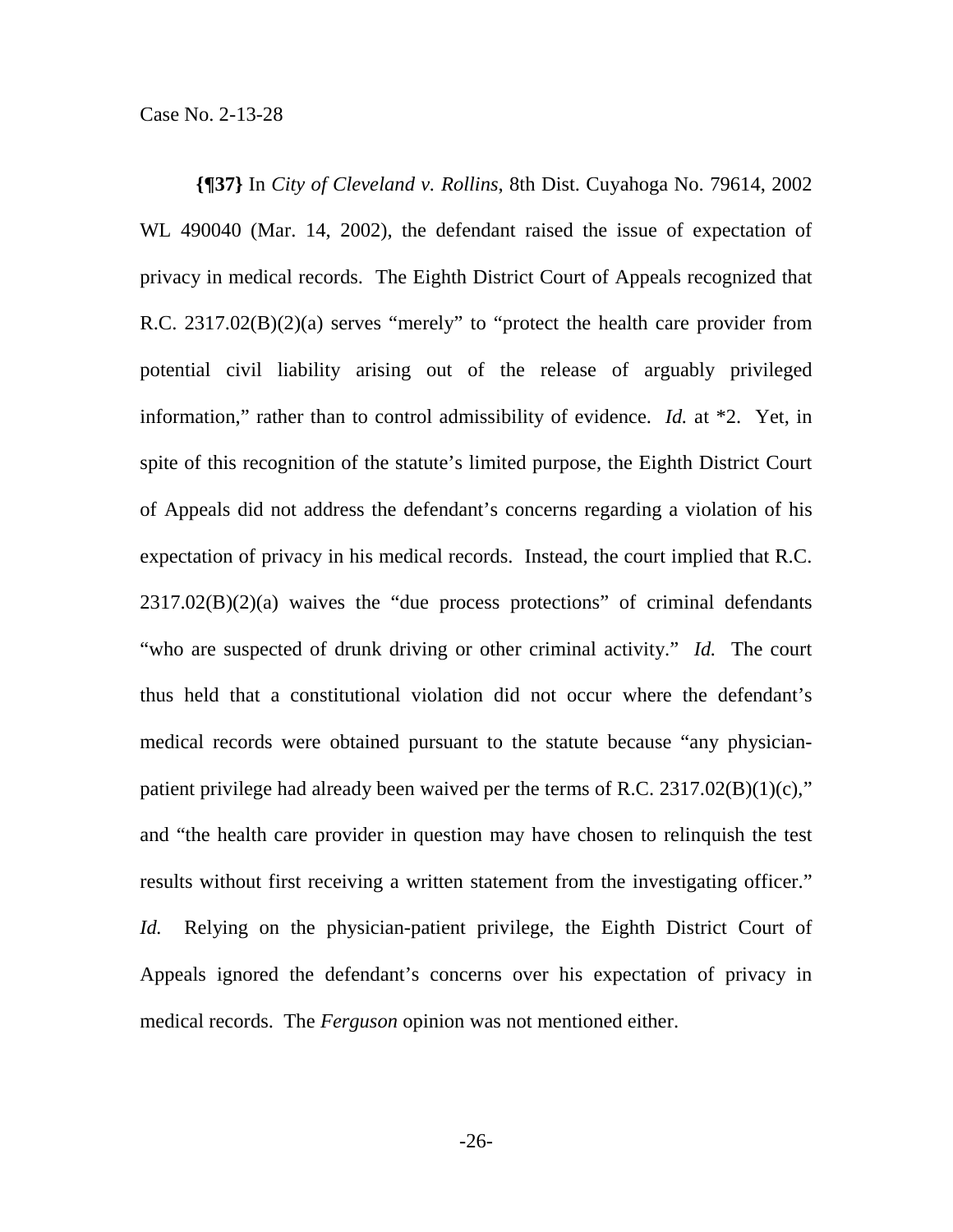**{¶37}** In *City of Cleveland v. Rollins*, 8th Dist. Cuyahoga No. 79614, 2002 WL 490040 (Mar. 14, 2002), the defendant raised the issue of expectation of privacy in medical records. The Eighth District Court of Appeals recognized that R.C. 2317.02(B)(2)(a) serves "merely" to "protect the health care provider from potential civil liability arising out of the release of arguably privileged information," rather than to control admissibility of evidence. *Id.* at *2. Yet, in spite of this recognition of the statute's limited purpose, the Eighth District Court of Appeals did not address the defendant's concerns regarding a violation of his expectation of privacy in his medical records. Instead, the court implied that R.C. 2317.02(B)(2)(a) waives the "due process protections" of criminal defendants "who are suspected of drunk driving or other criminal activity." *Id.* The court thus held that a constitutional violation did not occur where the defendant's medical records were obtained pursuant to the statute because "any physician-patient privilege had already been waived per the terms of R.C. 2317.02(B)(1)(c)," and "the health care provider in question may have chosen to relinquish the test results without first receiving a written statement from the investigating officer." *Id.* Relying on the physician-patient privilege, the Eighth District Court of Appeals ignored the defendant's concerns over his expectation of privacy in medical records. The *Ferguson* opinion was not mentioned either.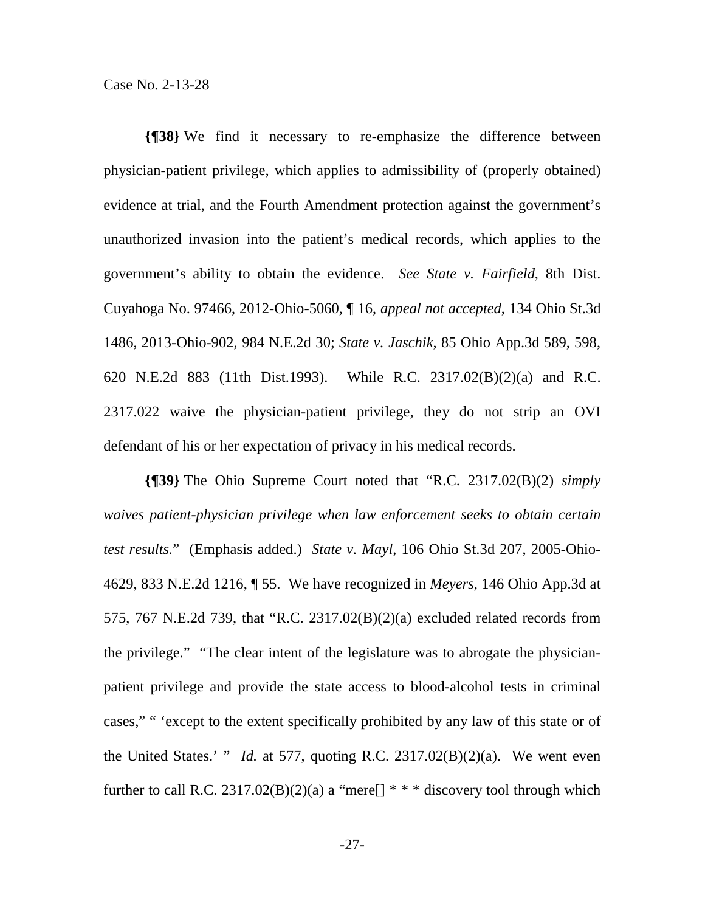**{¶38}** We find it necessary to re-emphasize the difference between physician-patient privilege, which applies to admissibility of (properly obtained) evidence at trial, and the Fourth Amendment protection against the government's unauthorized invasion into the patient's medical records, which applies to the government's ability to obtain the evidence. *See State v. Fairfield*, 8th Dist. Cuyahoga No. 97466, 2012-Ohio-5060, ¶ 16, *appeal not accepted*, 134 Ohio St.3d 1486, 2013-Ohio-902, 984 N.E.2d 30; *State v. Jaschik*, 85 Ohio App.3d 589, 598, 620 N.E.2d 883 (11th Dist.1993). While R.C. 2317.02(B)(2)(a) and R.C. 2317.022 waive the physician-patient privilege, they do not strip an OVI defendant of his or her expectation of privacy in his medical records.

**{¶39}** The Ohio Supreme Court noted that "R.C. 2317.02(B)(2) *simply waives patient-physician privilege when law enforcement seeks to obtain certain test results.*" (Emphasis added.) *State v. Mayl*, 106 Ohio St.3d 207, 2005-Ohio-4629, 833 N.E.2d 1216, ¶ 55. We have recognized in *Meyers*, 146 Ohio App.3d at 575, 767 N.E.2d 739, that "R.C. 2317.02(B)(2)(a) excluded related records from the privilege." "The clear intent of the legislature was to abrogate the physician-patient privilege and provide the state access to blood-alcohol tests in criminal cases," " 'except to the extent specifically prohibited by any law of this state or of the United States.' " *Id.* at 577, quoting R.C. 2317.02(B)(2)(a). We went even further to call R.C. 2317.02(B)(2)(a) a "mere[] * * * discovery tool through which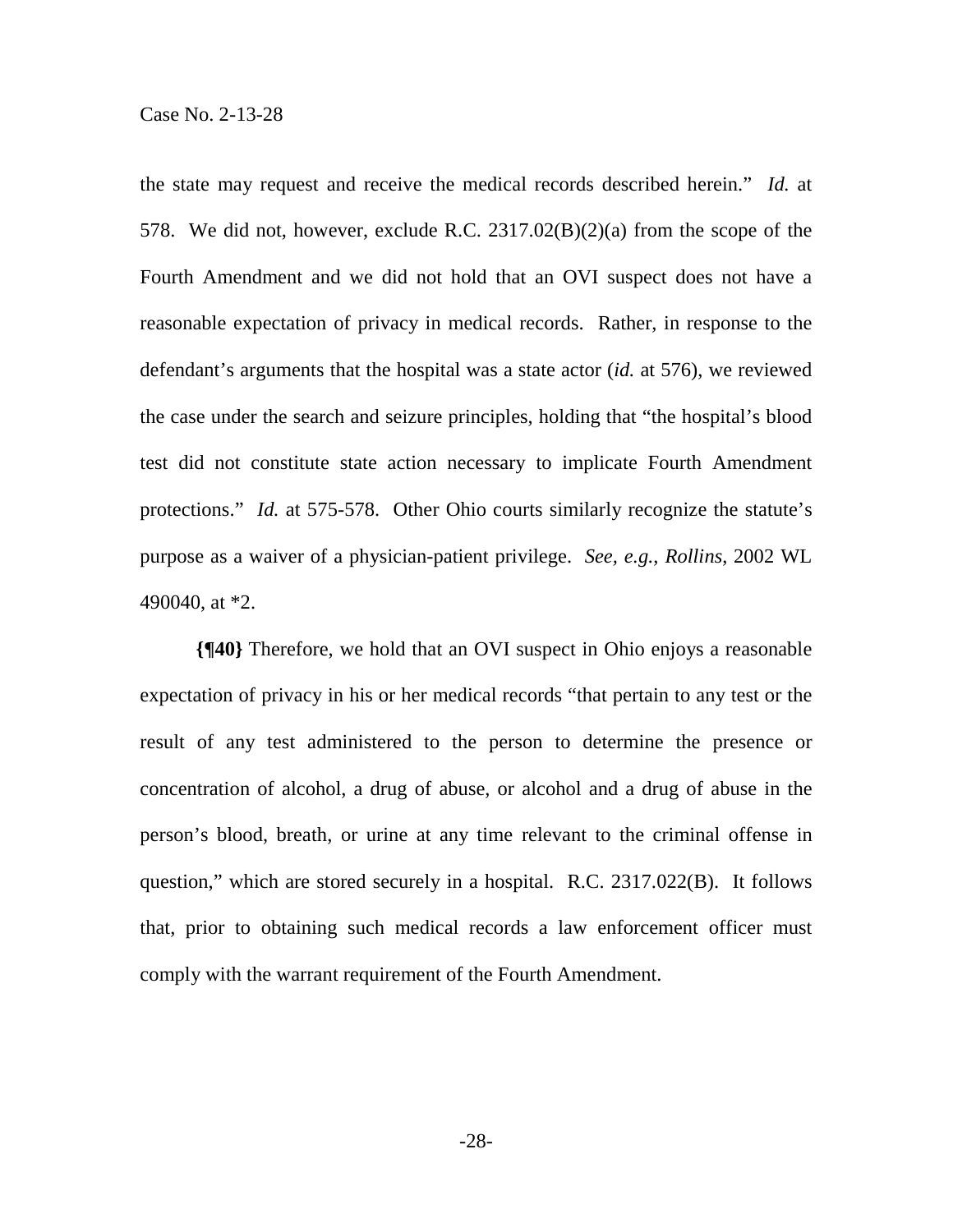the state may request and receive the medical records described herein." *Id.* at 578. We did not, however, exclude R.C. 2317.02(B)(2)(a) from the scope of the Fourth Amendment and we did not hold that an OVI suspect does not have a reasonable expectation of privacy in medical records. Rather, in response to the defendant's arguments that the hospital was a state actor (*id.* at 576), we reviewed the case under the search and seizure principles, holding that "the hospital's blood test did not constitute state action necessary to implicate Fourth Amendment protections." *Id.* at 575-578. Other Ohio courts similarly recognize the statute's purpose as a waiver of a physician-patient privilege. *See, e.g.*, *Rollins*, 2002 WL 490040, at *2.

**{¶40}** Therefore, we hold that an OVI suspect in Ohio enjoys a reasonable expectation of privacy in his or her medical records "that pertain to any test or the result of any test administered to the person to determine the presence or concentration of alcohol, a drug of abuse, or alcohol and a drug of abuse in the person's blood, breath, or urine at any time relevant to the criminal offense in question," which are stored securely in a hospital. R.C. 2317.022(B). It follows that, prior to obtaining such medical records a law enforcement officer must comply with the warrant requirement of the Fourth Amendment.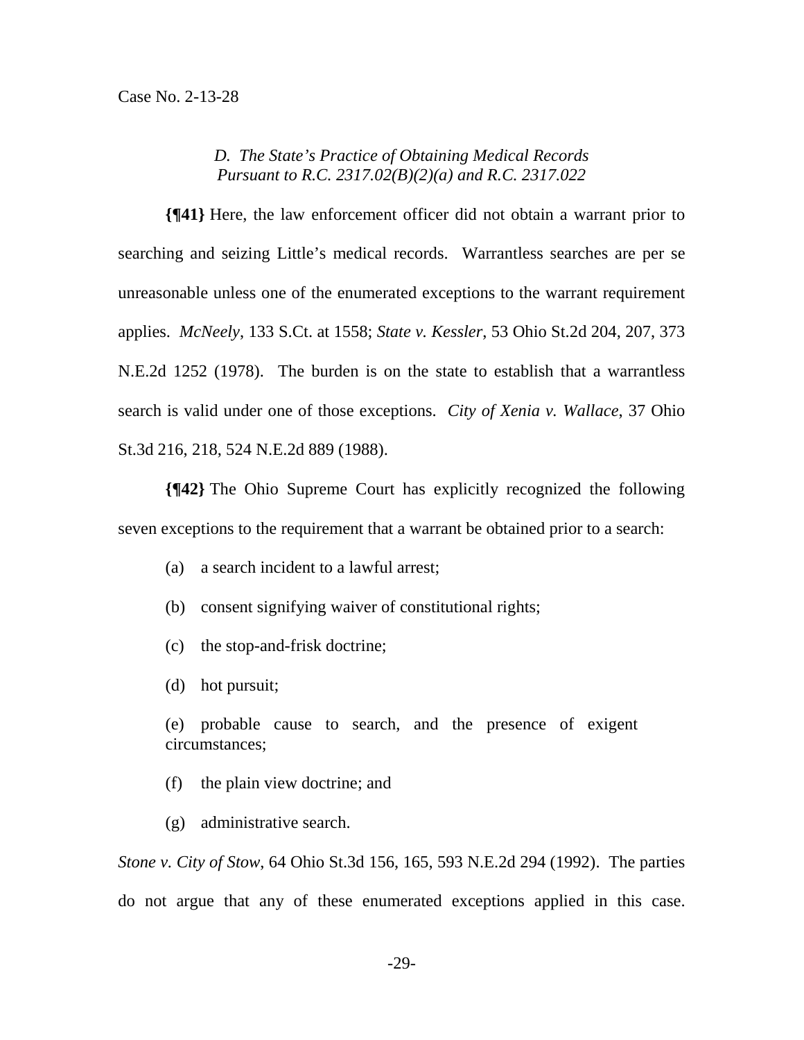### *D. The State's Practice of Obtaining Medical Records Pursuant to R.C. 2317.02(B)(2)(a) and R.C. 2317.022*

**{¶41}** Here, the law enforcement officer did not obtain a warrant prior to searching and seizing Little's medical records. Warrantless searches are per se unreasonable unless one of the enumerated exceptions to the warrant requirement applies. *McNeely*, 133 S.Ct. at 1558; *State v. Kessler*, 53 Ohio St.2d 204, 207, 373 N.E.2d 1252 (1978). The burden is on the state to establish that a warrantless search is valid under one of those exceptions. *City of Xenia v. Wallace*, 37 Ohio St.3d 216, 218, 524 N.E.2d 889 (1988).

**{¶42}** The Ohio Supreme Court has explicitly recognized the following seven exceptions to the requirement that a warrant be obtained prior to a search:

> (a) a search incident to a lawful arrest;
>
> (b) consent signifying waiver of constitutional rights;
>
> (c) the stop-and-frisk doctrine;
>
> (d) hot pursuit;
>
> (e) probable cause to search, and the presence of exigent circumstances;
>
> (f) the plain view doctrine; and
>
> (g) administrative search.

*Stone v. City of Stow*, 64 Ohio St.3d 156, 165, 593 N.E.2d 294 (1992). The parties do not argue that any of these enumerated exceptions applied in this case.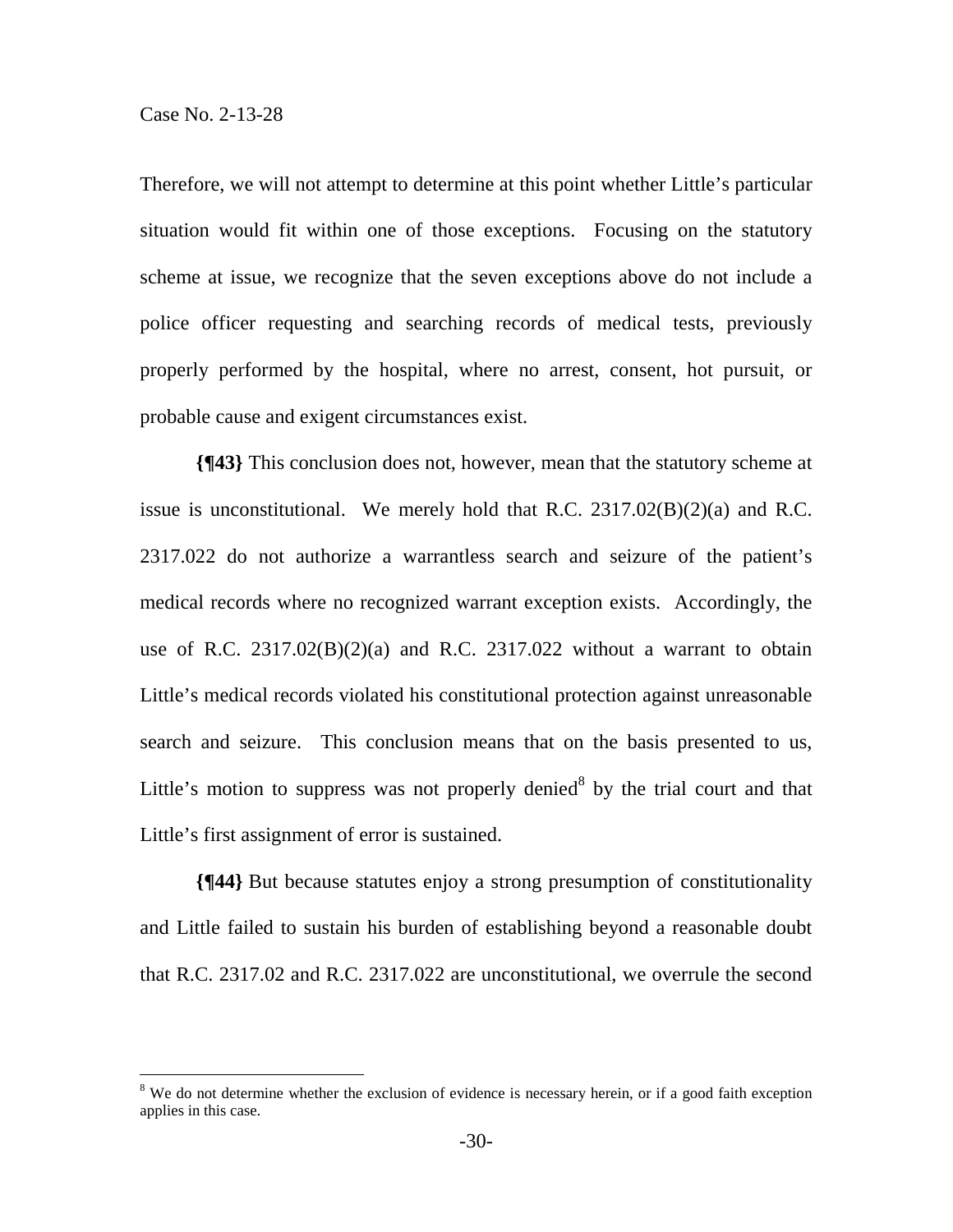Therefore, we will not attempt to determine at this point whether Little's particular situation would fit within one of those exceptions. Focusing on the statutory scheme at issue, we recognize that the seven exceptions above do not include a police officer requesting and searching records of medical tests, previously properly performed by the hospital, where no arrest, consent, hot pursuit, or probable cause and exigent circumstances exist.

**{¶43}** This conclusion does not, however, mean that the statutory scheme at issue is unconstitutional. We merely hold that R.C. 2317.02(B)(2)(a) and R.C. 2317.022 do not authorize a warrantless search and seizure of the patient's medical records where no recognized warrant exception exists. Accordingly, the use of R.C. 2317.02(B)(2)(a) and R.C. 2317.022 without a warrant to obtain Little's medical records violated his constitutional protection against unreasonable search and seizure. This conclusion means that on the basis presented to us, Little's motion to suppress was not properly denied[8] by the trial court and that Little's first assignment of error is sustained.

**{¶44}** But because statutes enjoy a strong presumption of constitutionality and Little failed to sustain his burden of establishing beyond a reasonable doubt that R.C. 2317.02 and R.C. 2317.022 are unconstitutional, we overrule the second

---

[8] We do not determine whether the exclusion of evidence is necessary herein, or if a good faith exception applies in this case.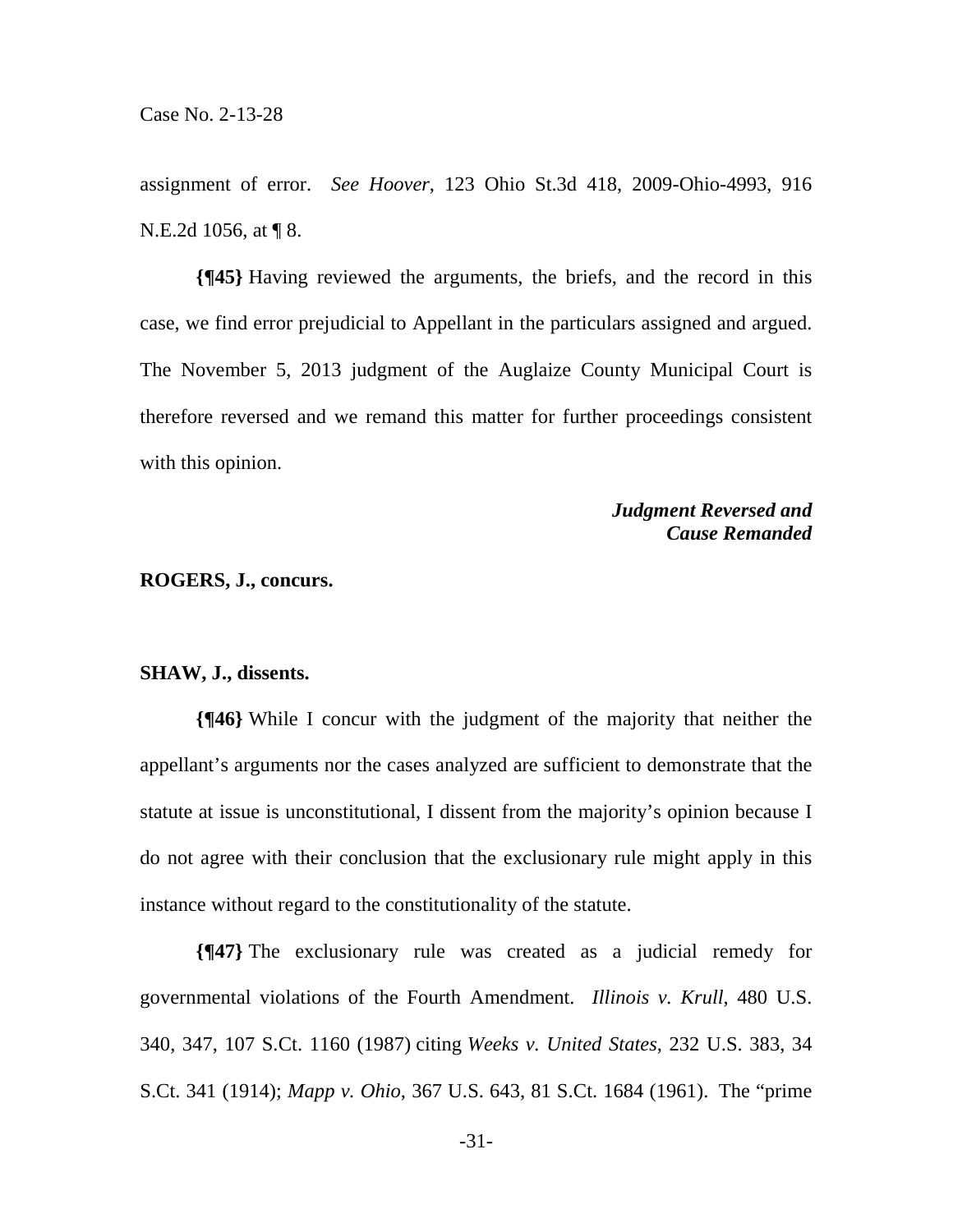assignment of error. *See Hoover*, 123 Ohio St.3d 418, 2009-Ohio-4993, 916 N.E.2d 1056, at ¶ 8.

**{¶45}** Having reviewed the arguments, the briefs, and the record in this case, we find error prejudicial to Appellant in the particulars assigned and argued. The November 5, 2013 judgment of the Auglaize County Municipal Court is therefore reversed and we remand this matter for further proceedings consistent with this opinion.

***Judgment Reversed and Cause Remanded***

**ROGERS, J., concurs.**

**SHAW, J., dissents.**

**{¶46}** While I concur with the judgment of the majority that neither the appellant's arguments nor the cases analyzed are sufficient to demonstrate that the statute at issue is unconstitutional, I dissent from the majority's opinion because I do not agree with their conclusion that the exclusionary rule might apply in this instance without regard to the constitutionality of the statute.

**{¶47}** The exclusionary rule was created as a judicial remedy for governmental violations of the Fourth Amendment. *Illinois v. Krull*, 480 U.S. 340, 347, 107 S.Ct. 1160 (1987) citing *Weeks v. United States*, 232 U.S. 383, 34 S.Ct. 341 (1914); *Mapp v. Ohio*, 367 U.S. 643, 81 S.Ct. 1684 (1961). The "prime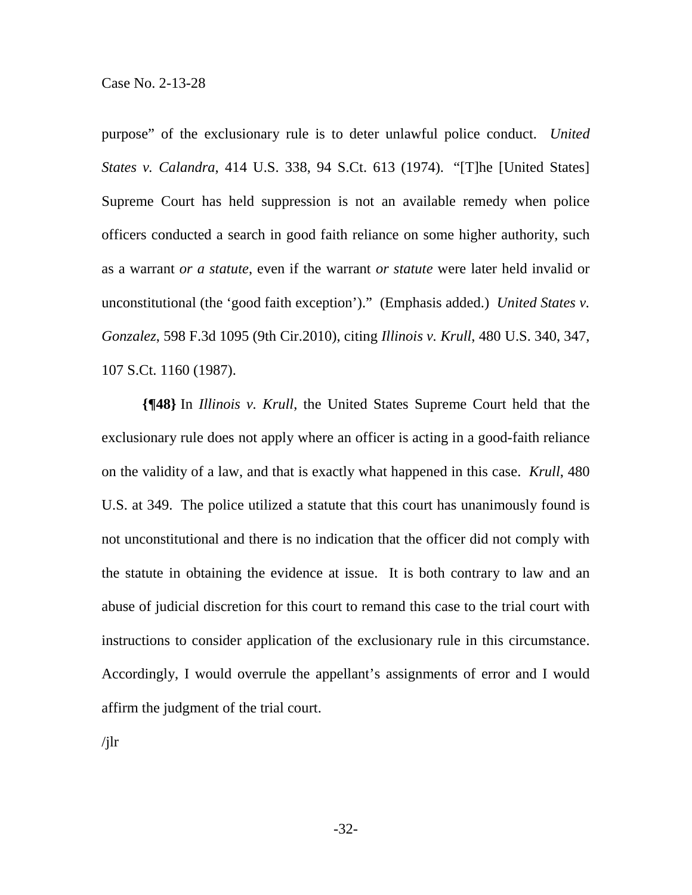purpose" of the exclusionary rule is to deter unlawful police conduct. *United States v. Calandra*, 414 U.S. 338, 94 S.Ct. 613 (1974). "[T]he [United States] Supreme Court has held suppression is not an available remedy when police officers conducted a search in good faith reliance on some higher authority, such as a warrant *or a statute*, even if the warrant *or statute* were later held invalid or unconstitutional (the 'good faith exception')." (Emphasis added.) *United States v. Gonzalez*, 598 F.3d 1095 (9th Cir.2010), citing *Illinois v. Krull*, 480 U.S. 340, 347, 107 S.Ct. 1160 (1987).

**{¶48}** In *Illinois v. Krull*, the United States Supreme Court held that the exclusionary rule does not apply where an officer is acting in a good-faith reliance on the validity of a law, and that is exactly what happened in this case. *Krull*, 480 U.S. at 349. The police utilized a statute that this court has unanimously found is not unconstitutional and there is no indication that the officer did not comply with the statute in obtaining the evidence at issue. It is both contrary to law and an abuse of judicial discretion for this court to remand this case to the trial court with instructions to consider application of the exclusionary rule in this circumstance. Accordingly, I would overrule the appellant's assignments of error and I would affirm the judgment of the trial court.

/jlr